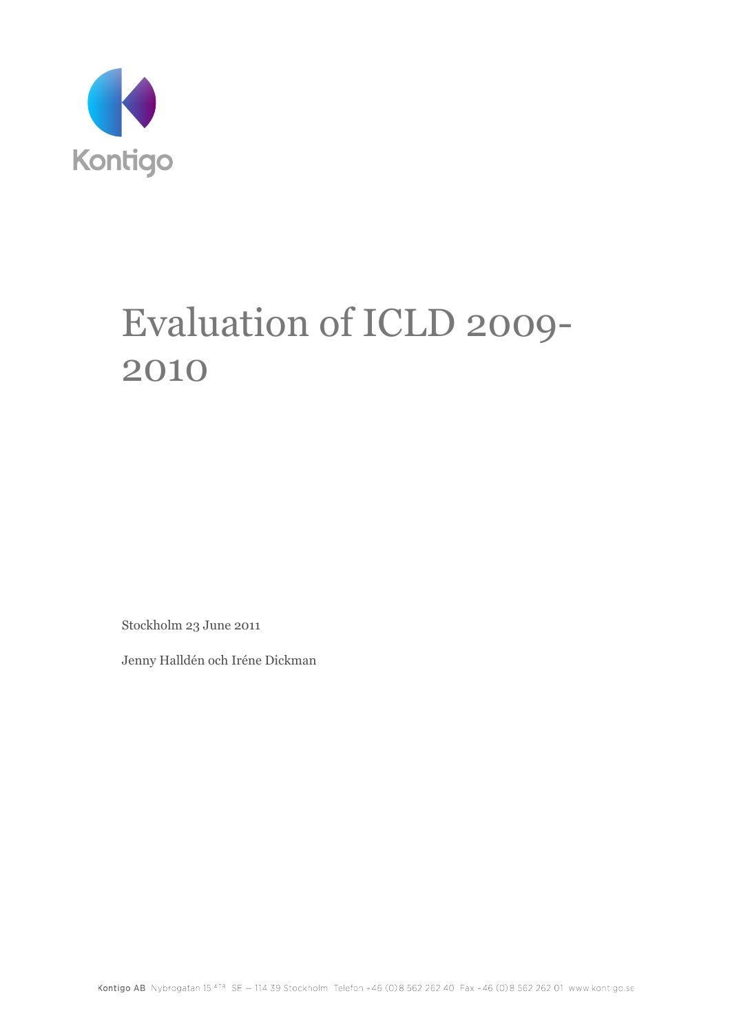Kontigo

# Evaluation of ICLD 2009-2010

Stockholm 23 June 2011

Jenny Halldén och Iréne Dickman

Kontigo AB Nybrogatan 15 4TR SE – 114 39 Stockholm Telefon +46 (0)8 562 262 40 Fax +46 (0)8 562 262 01 www.kontigo.se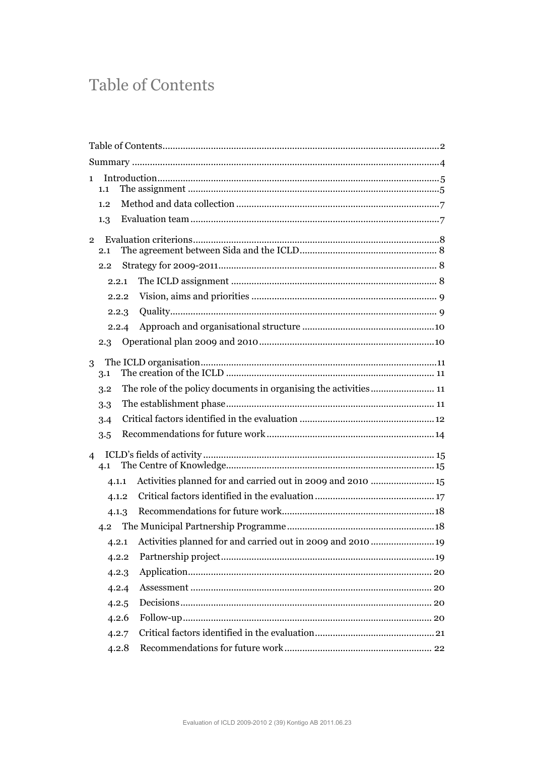# Table of Contents

Table of Contents ........................................................................................................ 2

Summary ....................................................................................................................... 4

1 Introduction ............................................................................................................. 5
   1.1 The assignment ................................................................................................. 5
   1.2 Method and data collection .............................................................................. 7
   1.3 Evaluation team ................................................................................................ 7

2 Evaluation criterions ............................................................................................... 8
   2.1 The agreement between Sida and the ICLD ..................................................... 8
   2.2 Strategy for 2009-2011 .................................................................................... 8
      2.2.1 The ICLD assignment ................................................................................ 8
      2.2.2 Vision, aims and priorities ........................................................................ 9
      2.2.3 Quality ....................................................................................................... 9
      2.2.4 Approach and organisational structure ................................................... 10
   2.3 Operational plan 2009 and 2010 .................................................................... 10

3 The ICLD organisation .......................................................................................... 11
   3.1 The creation of the ICLD ................................................................................ 11
   3.2 The role of the policy documents in organising the activities ........................ 11
   3.3 The establishment phase ................................................................................ 11
   3.4 Critical factors identified in the evaluation .................................................... 12
   3.5 Recommendations for future work ................................................................. 14

4 ICLD's fields of activity .......................................................................................... 15
   4.1 The Centre of Knowledge ................................................................................ 15
      4.1.1 Activities planned for and carried out in 2009 and 2010 ........................ 15
      4.1.2 Critical factors identified in the evaluation .............................................. 17
      4.1.3 Recommendations for future work ........................................................... 18
   4.2 The Municipal Partnership Programme ......................................................... 18
      4.2.1 Activities planned for and carried out in 2009 and 2010 ........................ 19
      4.2.2 Partnership project .................................................................................. 19
      4.2.3 Application .............................................................................................. 20
      4.2.4 Assessment ............................................................................................. 20
      4.2.5 Decisions ................................................................................................. 20
      4.2.6 Follow-up ................................................................................................ 20
      4.2.7 Critical factors identified in the evaluation .............................................. 21
      4.2.8 Recommendations for future work .......................................................... 22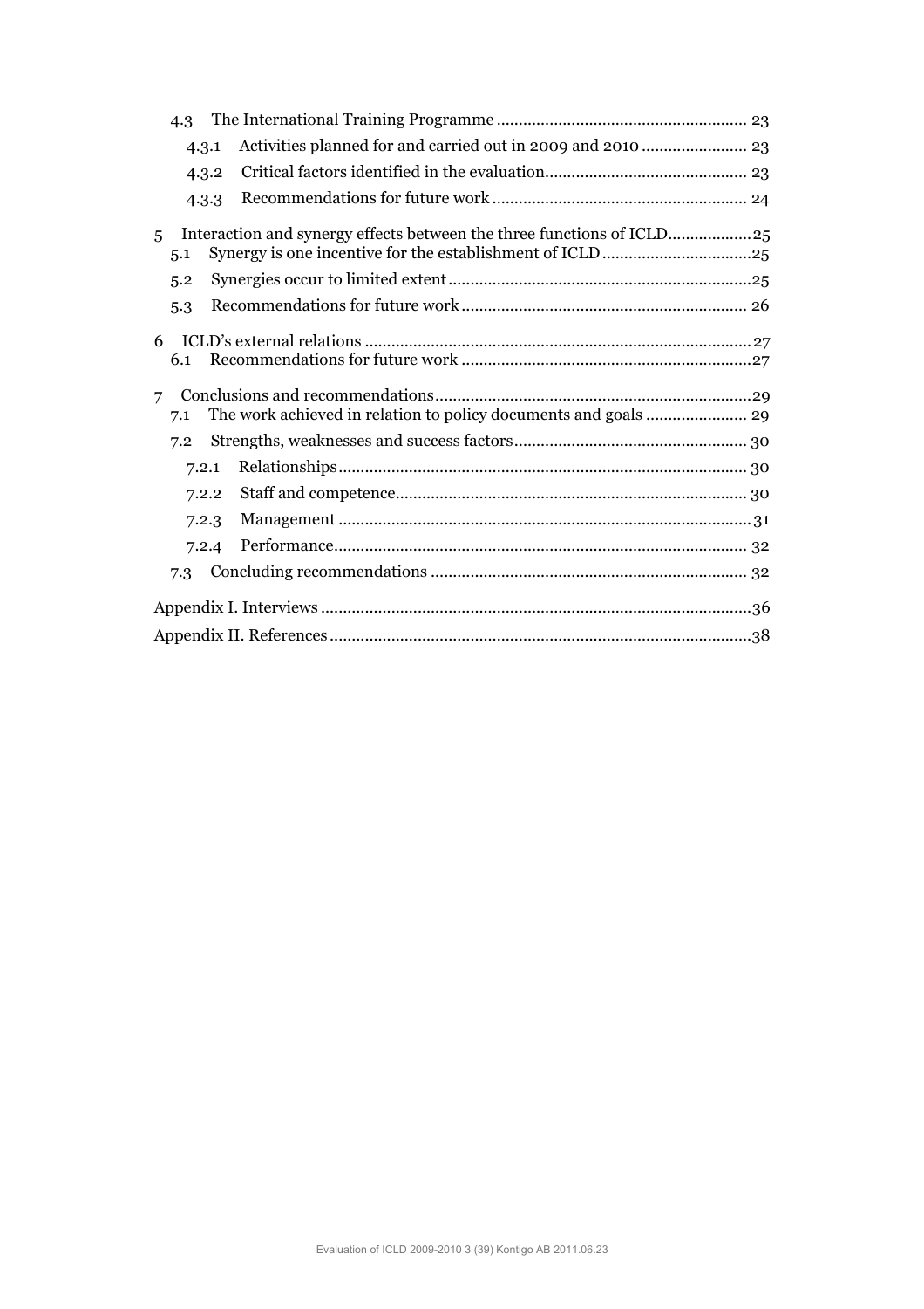- 4.3 The International Training Programme ........................................................ 23
  - 4.3.1 Activities planned for and carried out in 2009 and 2010 ........................ 23
  - 4.3.2 Critical factors identified in the evaluation............................................. 23
  - 4.3.3 Recommendations for future work ......................................................... 24
- 5 Interaction and synergy effects between the three functions of ICLD..................25
  - 5.1 Synergy is one incentive for the establishment of ICLD.................................25
  - 5.2 Synergies occur to limited extent....................................................................25
  - 5.3 Recommendations for future work ................................................................ 26
- 6 ICLD's external relations .......................................................................................27
  - 6.1 Recommendations for future work .................................................................27
- 7 Conclusions and recommendations.......................................................................29
  - 7.1 The work achieved in relation to policy documents and goals ....................... 29
  - 7.2 Strengths, weaknesses and success factors.................................................... 30
    - 7.2.1 Relationships............................................................................................ 30
    - 7.2.2 Staff and competence............................................................................... 30
    - 7.2.3 Management ............................................................................................ 31
    - 7.2.4 Performance............................................................................................. 32
  - 7.3 Concluding recommendations ....................................................................... 32
- Appendix I. Interviews .................................................................................................36
- Appendix II. References ..............................................................................................38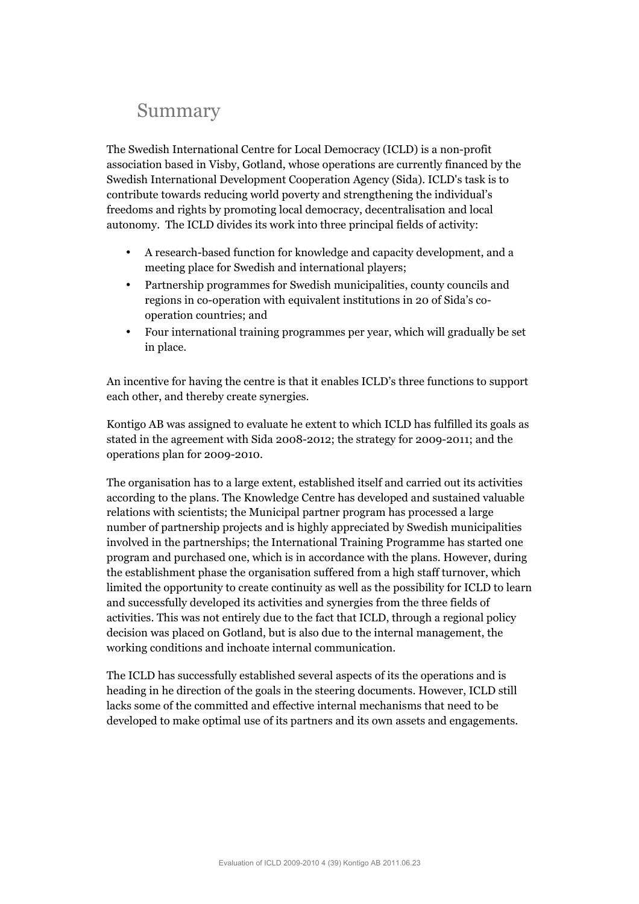# Summary

The Swedish International Centre for Local Democracy (ICLD) is a non-profit association based in Visby, Gotland, whose operations are currently financed by the Swedish International Development Cooperation Agency (Sida). ICLD's task is to contribute towards reducing world poverty and strengthening the individual's freedoms and rights by promoting local democracy, decentralisation and local autonomy. The ICLD divides its work into three principal fields of activity:

- A research-based function for knowledge and capacity development, and a meeting place for Swedish and international players;
- Partnership programmes for Swedish municipalities, county councils and regions in co-operation with equivalent institutions in 20 of Sida's co-operation countries; and
- Four international training programmes per year, which will gradually be set in place.

An incentive for having the centre is that it enables ICLD's three functions to support each other, and thereby create synergies.

Kontigo AB was assigned to evaluate he extent to which ICLD has fulfilled its goals as stated in the agreement with Sida 2008-2012; the strategy for 2009-2011; and the operations plan for 2009-2010.

The organisation has to a large extent, established itself and carried out its activities according to the plans. The Knowledge Centre has developed and sustained valuable relations with scientists; the Municipal partner program has processed a large number of partnership projects and is highly appreciated by Swedish municipalities involved in the partnerships; the International Training Programme has started one program and purchased one, which is in accordance with the plans. However, during the establishment phase the organisation suffered from a high staff turnover, which limited the opportunity to create continuity as well as the possibility for ICLD to learn and successfully developed its activities and synergies from the three fields of activities. This was not entirely due to the fact that ICLD, through a regional policy decision was placed on Gotland, but is also due to the internal management, the working conditions and inchoate internal communication.

The ICLD has successfully established several aspects of its the operations and is heading in he direction of the goals in the steering documents. However, ICLD still lacks some of the committed and effective internal mechanisms that need to be developed to make optimal use of its partners and its own assets and engagements.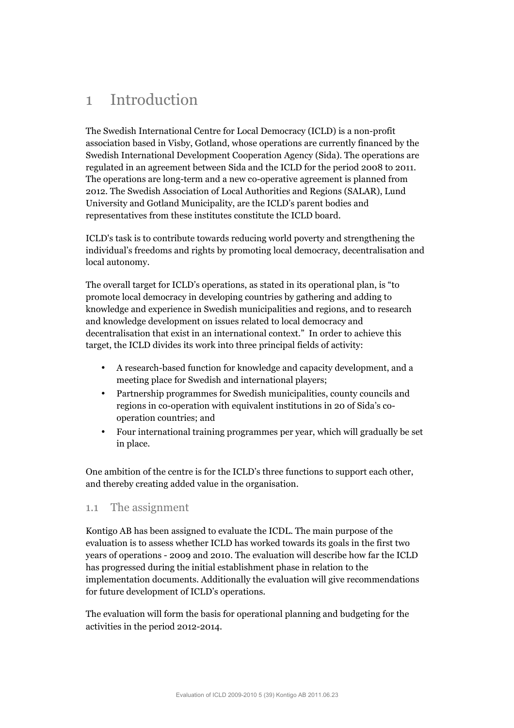# 1 Introduction

The Swedish International Centre for Local Democracy (ICLD) is a non-profit association based in Visby, Gotland, whose operations are currently financed by the Swedish International Development Cooperation Agency (Sida). The operations are regulated in an agreement between Sida and the ICLD for the period 2008 to 2011. The operations are long-term and a new co-operative agreement is planned from 2012. The Swedish Association of Local Authorities and Regions (SALAR), Lund University and Gotland Municipality, are the ICLD's parent bodies and representatives from these institutes constitute the ICLD board.

ICLD's task is to contribute towards reducing world poverty and strengthening the individual's freedoms and rights by promoting local democracy, decentralisation and local autonomy.

The overall target for ICLD's operations, as stated in its operational plan, is "to promote local democracy in developing countries by gathering and adding to knowledge and experience in Swedish municipalities and regions, and to research and knowledge development on issues related to local democracy and decentralisation that exist in an international context." In order to achieve this target, the ICLD divides its work into three principal fields of activity:

- A research-based function for knowledge and capacity development, and a meeting place for Swedish and international players;
- Partnership programmes for Swedish municipalities, county councils and regions in co-operation with equivalent institutions in 20 of Sida's co-operation countries; and
- Four international training programmes per year, which will gradually be set in place.

One ambition of the centre is for the ICLD's three functions to support each other, and thereby creating added value in the organisation.

## 1.1 The assignment

Kontigo AB has been assigned to evaluate the ICDL. The main purpose of the evaluation is to assess whether ICLD has worked towards its goals in the first two years of operations - 2009 and 2010. The evaluation will describe how far the ICLD has progressed during the initial establishment phase in relation to the implementation documents. Additionally the evaluation will give recommendations for future development of ICLD's operations.

The evaluation will form the basis for operational planning and budgeting for the activities in the period 2012-2014.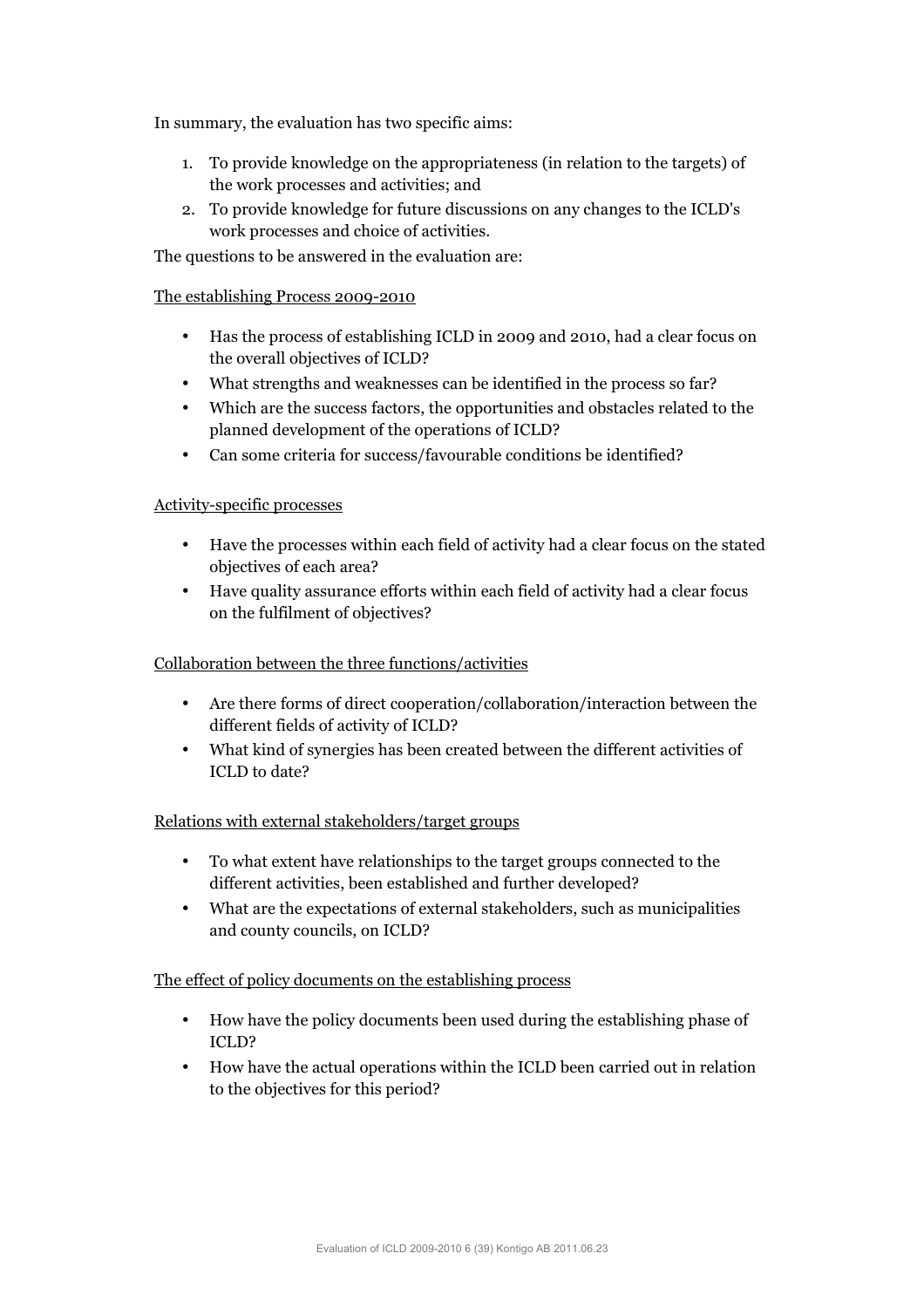In summary, the evaluation has two specific aims:

1. To provide knowledge on the appropriateness (in relation to the targets) of the work processes and activities; and
2. To provide knowledge for future discussions on any changes to the ICLD's work processes and choice of activities.

The questions to be answered in the evaluation are:

<u>The establishing Process 2009-2010</u>

- Has the process of establishing ICLD in 2009 and 2010, had a clear focus on the overall objectives of ICLD?
- What strengths and weaknesses can be identified in the process so far?
- Which are the success factors, the opportunities and obstacles related to the planned development of the operations of ICLD?
- Can some criteria for success/favourable conditions be identified?

<u>Activity-specific processes</u>

- Have the processes within each field of activity had a clear focus on the stated objectives of each area?
- Have quality assurance efforts within each field of activity had a clear focus on the fulfilment of objectives?

<u>Collaboration between the three functions/activities</u>

- Are there forms of direct cooperation/collaboration/interaction between the different fields of activity of ICLD?
- What kind of synergies has been created between the different activities of ICLD to date?

<u>Relations with external stakeholders/target groups</u>

- To what extent have relationships to the target groups connected to the different activities, been established and further developed?
- What are the expectations of external stakeholders, such as municipalities and county councils, on ICLD?

<u>The effect of policy documents on the establishing process</u>

- How have the policy documents been used during the establishing phase of ICLD?
- How have the actual operations within the ICLD been carried out in relation to the objectives for this period?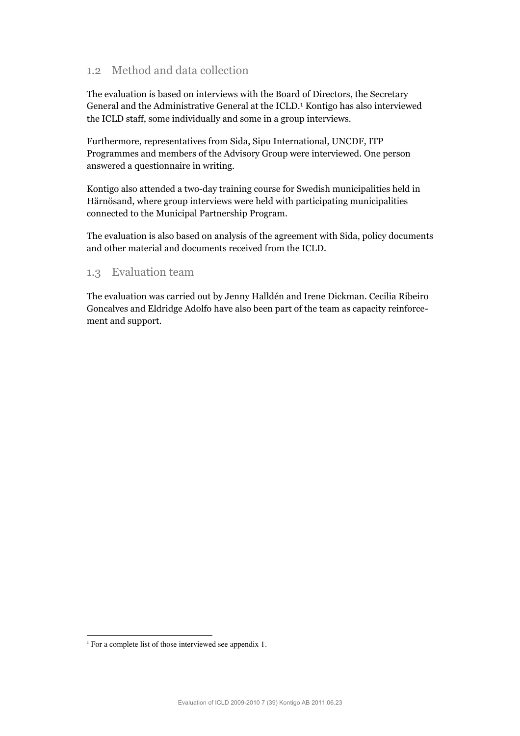## 1.2 Method and data collection

The evaluation is based on interviews with the Board of Directors, the Secretary General and the Administrative General at the ICLD.[1] Kontigo has also interviewed the ICLD staff, some individually and some in a group interviews.

Furthermore, representatives from Sida, Sipu International, UNCDF, ITP Programmes and members of the Advisory Group were interviewed. One person answered a questionnaire in writing.

Kontigo also attended a two-day training course for Swedish municipalities held in Härnösand, where group interviews were held with participating municipalities connected to the Municipal Partnership Program.

The evaluation is also based on analysis of the agreement with Sida, policy documents and other material and documents received from the ICLD.

## 1.3 Evaluation team

The evaluation was carried out by Jenny Halldén and Irene Dickman. Cecilia Ribeiro Goncalves and Eldridge Adolfo have also been part of the team as capacity reinforcement and support.

[1] For a complete list of those interviewed see appendix 1.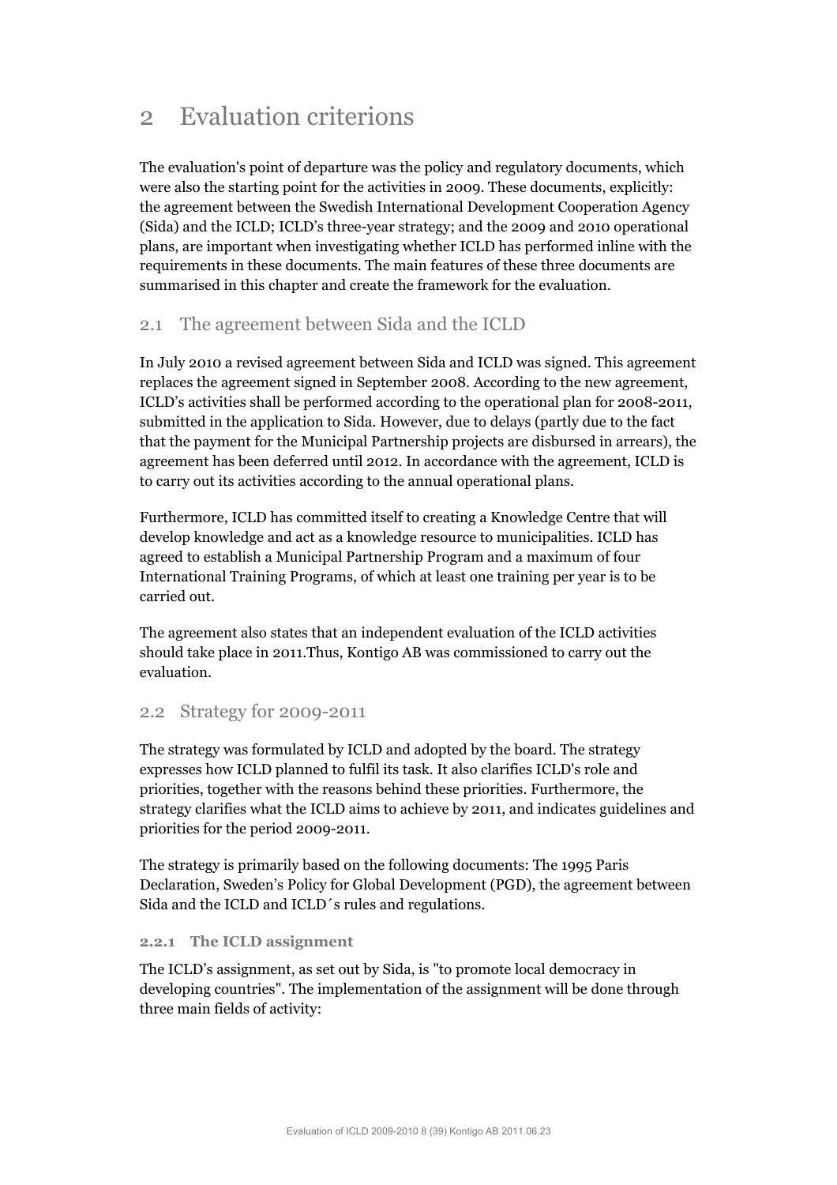# 2 Evaluation criterions

The evaluation's point of departure was the policy and regulatory documents, which were also the starting point for the activities in 2009. These documents, explicitly: the agreement between the Swedish International Development Cooperation Agency (Sida) and the ICLD; ICLD's three-year strategy; and the 2009 and 2010 operational plans, are important when investigating whether ICLD has performed inline with the requirements in these documents. The main features of these three documents are summarised in this chapter and create the framework for the evaluation.

## 2.1 The agreement between Sida and the ICLD

In July 2010 a revised agreement between Sida and ICLD was signed. This agreement replaces the agreement signed in September 2008. According to the new agreement, ICLD's activities shall be performed according to the operational plan for 2008-2011, submitted in the application to Sida. However, due to delays (partly due to the fact that the payment for the Municipal Partnership projects are disbursed in arrears), the agreement has been deferred until 2012. In accordance with the agreement, ICLD is to carry out its activities according to the annual operational plans.

Furthermore, ICLD has committed itself to creating a Knowledge Centre that will develop knowledge and act as a knowledge resource to municipalities. ICLD has agreed to establish a Municipal Partnership Program and a maximum of four International Training Programs, of which at least one training per year is to be carried out.

The agreement also states that an independent evaluation of the ICLD activities should take place in 2011.Thus, Kontigo AB was commissioned to carry out the evaluation.

## 2.2 Strategy for 2009-2011

The strategy was formulated by ICLD and adopted by the board. The strategy expresses how ICLD planned to fulfil its task. It also clarifies ICLD's role and priorities, together with the reasons behind these priorities. Furthermore, the strategy clarifies what the ICLD aims to achieve by 2011, and indicates guidelines and priorities for the period 2009-2011.

The strategy is primarily based on the following documents: The 1995 Paris Declaration, Sweden's Policy for Global Development (PGD), the agreement between Sida and the ICLD and ICLD´s rules and regulations.

### 2.2.1 The ICLD assignment

The ICLD's assignment, as set out by Sida, is "to promote local democracy in developing countries". The implementation of the assignment will be done through three main fields of activity: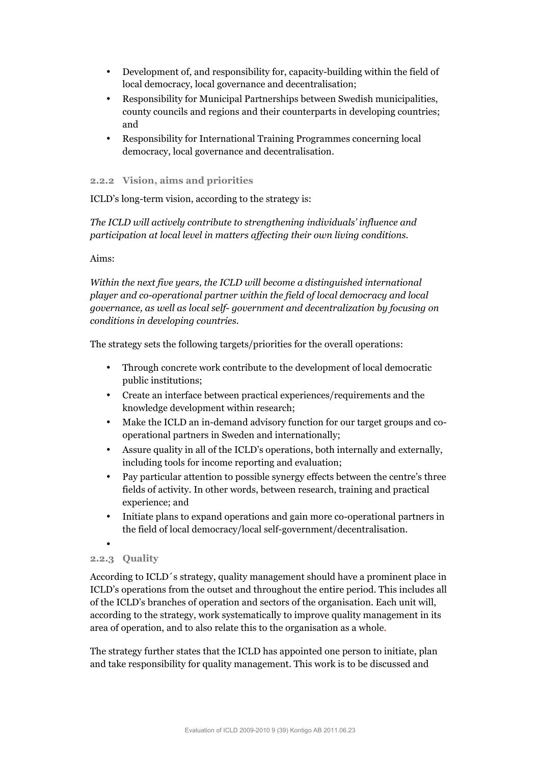- Development of, and responsibility for, capacity-building within the field of local democracy, local governance and decentralisation;
- Responsibility for Municipal Partnerships between Swedish municipalities, county councils and regions and their counterparts in developing countries; and
- Responsibility for International Training Programmes concerning local democracy, local governance and decentralisation.

### 2.2.2 Vision, aims and priorities

ICLD's long-term vision, according to the strategy is:

*The ICLD will actively contribute to strengthening individuals' influence and participation at local level in matters affecting their own living conditions.*

Aims:

*Within the next five years, the ICLD will become a distinguished international player and co-operational partner within the field of local democracy and local governance, as well as local self- government and decentralization by focusing on conditions in developing countries.*

The strategy sets the following targets/priorities for the overall operations:

- Through concrete work contribute to the development of local democratic public institutions;
- Create an interface between practical experiences/requirements and the knowledge development within research;
- Make the ICLD an in-demand advisory function for our target groups and co-operational partners in Sweden and internationally;
- Assure quality in all of the ICLD's operations, both internally and externally, including tools for income reporting and evaluation;
- Pay particular attention to possible synergy effects between the centre's three fields of activity. In other words, between research, training and practical experience; and
- Initiate plans to expand operations and gain more co-operational partners in the field of local democracy/local self-government/decentralisation.

### 2.2.3 Quality

According to ICLD´s strategy, quality management should have a prominent place in ICLD's operations from the outset and throughout the entire period. This includes all of the ICLD's branches of operation and sectors of the organisation. Each unit will, according to the strategy, work systematically to improve quality management in its area of operation, and to also relate this to the organisation as a whole.

The strategy further states that the ICLD has appointed one person to initiate, plan and take responsibility for quality management. This work is to be discussed and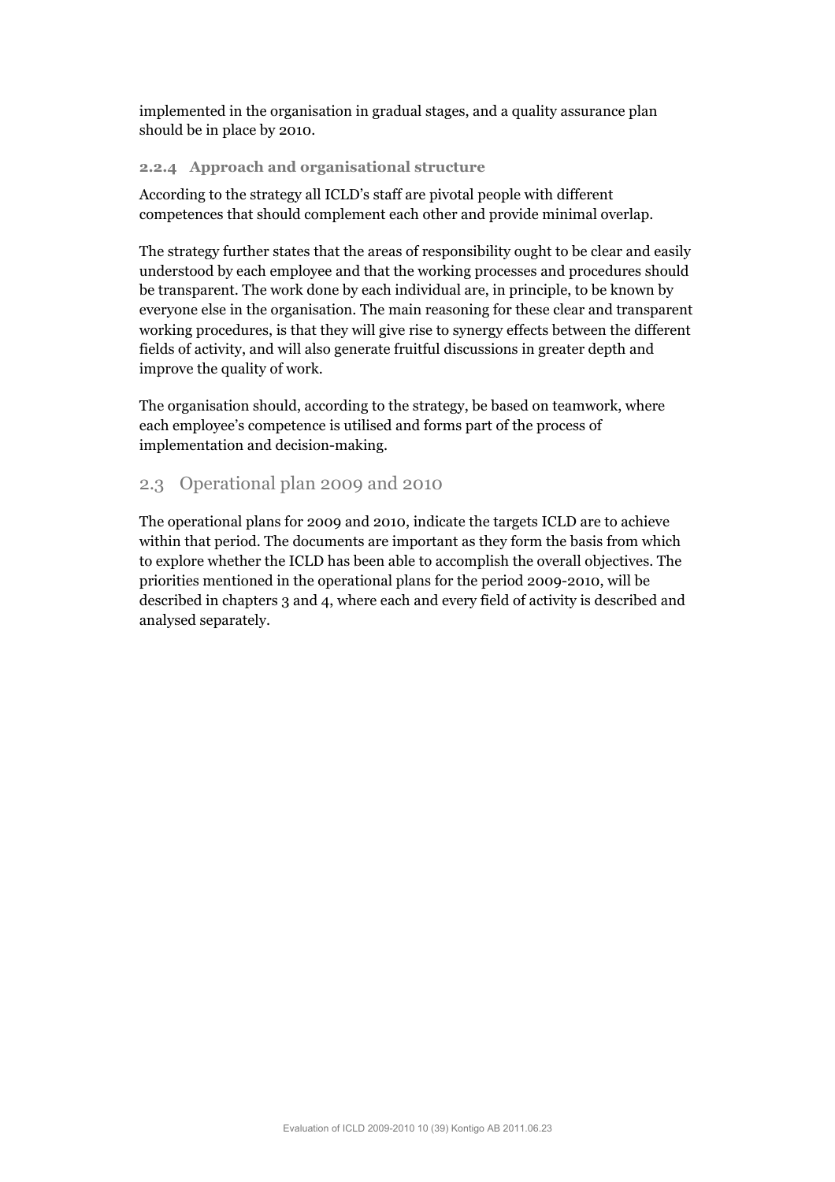implemented in the organisation in gradual stages, and a quality assurance plan should be in place by 2010.

### 2.2.4 Approach and organisational structure

According to the strategy all ICLD's staff are pivotal people with different competences that should complement each other and provide minimal overlap.

The strategy further states that the areas of responsibility ought to be clear and easily understood by each employee and that the working processes and procedures should be transparent. The work done by each individual are, in principle, to be known by everyone else in the organisation. The main reasoning for these clear and transparent working procedures, is that they will give rise to synergy effects between the different fields of activity, and will also generate fruitful discussions in greater depth and improve the quality of work.

The organisation should, according to the strategy, be based on teamwork, where each employee's competence is utilised and forms part of the process of implementation and decision-making.

## 2.3 Operational plan 2009 and 2010

The operational plans for 2009 and 2010, indicate the targets ICLD are to achieve within that period. The documents are important as they form the basis from which to explore whether the ICLD has been able to accomplish the overall objectives. The priorities mentioned in the operational plans for the period 2009-2010, will be described in chapters 3 and 4, where each and every field of activity is described and analysed separately.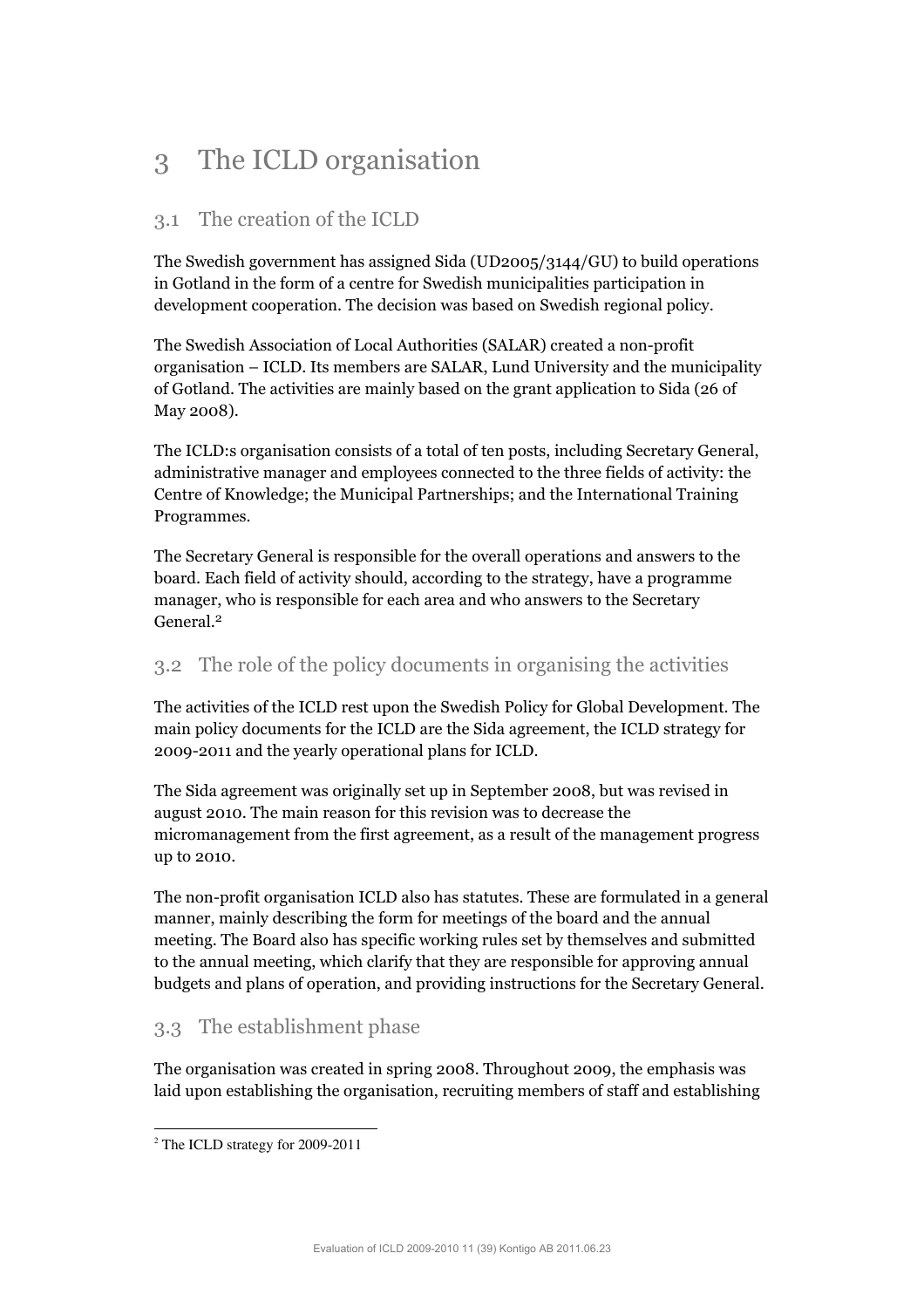# 3 The ICLD organisation

## 3.1 The creation of the ICLD

The Swedish government has assigned Sida (UD2005/3144/GU) to build operations in Gotland in the form of a centre for Swedish municipalities participation in development cooperation. The decision was based on Swedish regional policy.

The Swedish Association of Local Authorities (SALAR) created a non-profit organisation – ICLD. Its members are SALAR, Lund University and the municipality of Gotland. The activities are mainly based on the grant application to Sida (26 of May 2008).

The ICLD:s organisation consists of a total of ten posts, including Secretary General, administrative manager and employees connected to the three fields of activity: the Centre of Knowledge; the Municipal Partnerships; and the International Training Programmes.

The Secretary General is responsible for the overall operations and answers to the board. Each field of activity should, according to the strategy, have a programme manager, who is responsible for each area and who answers to the Secretary General.[2]

## 3.2 The role of the policy documents in organising the activities

The activities of the ICLD rest upon the Swedish Policy for Global Development. The main policy documents for the ICLD are the Sida agreement, the ICLD strategy for 2009-2011 and the yearly operational plans for ICLD.

The Sida agreement was originally set up in September 2008, but was revised in august 2010. The main reason for this revision was to decrease the micromanagement from the first agreement, as a result of the management progress up to 2010.

The non-profit organisation ICLD also has statutes. These are formulated in a general manner, mainly describing the form for meetings of the board and the annual meeting. The Board also has specific working rules set by themselves and submitted to the annual meeting, which clarify that they are responsible for approving annual budgets and plans of operation, and providing instructions for the Secretary General.

## 3.3 The establishment phase

The organisation was created in spring 2008. Throughout 2009, the emphasis was laid upon establishing the organisation, recruiting members of staff and establishing

[2] The ICLD strategy for 2009-2011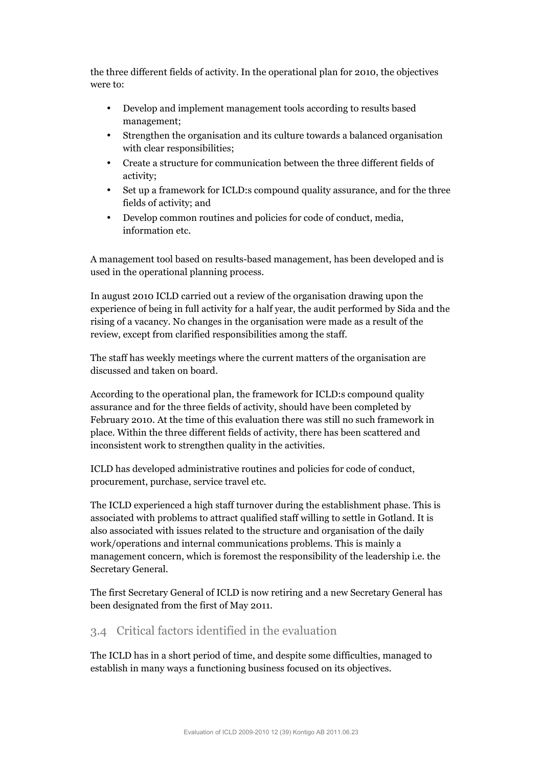the three different fields of activity. In the operational plan for 2010, the objectives were to:

- Develop and implement management tools according to results based management;
- Strengthen the organisation and its culture towards a balanced organisation with clear responsibilities;
- Create a structure for communication between the three different fields of activity;
- Set up a framework for ICLD:s compound quality assurance, and for the three fields of activity; and
- Develop common routines and policies for code of conduct, media, information etc.

A management tool based on results-based management, has been developed and is used in the operational planning process.

In august 2010 ICLD carried out a review of the organisation drawing upon the experience of being in full activity for a half year, the audit performed by Sida and the rising of a vacancy. No changes in the organisation were made as a result of the review, except from clarified responsibilities among the staff.

The staff has weekly meetings where the current matters of the organisation are discussed and taken on board.

According to the operational plan, the framework for ICLD:s compound quality assurance and for the three fields of activity, should have been completed by February 2010. At the time of this evaluation there was still no such framework in place. Within the three different fields of activity, there has been scattered and inconsistent work to strengthen quality in the activities.

ICLD has developed administrative routines and policies for code of conduct, procurement, purchase, service travel etc.

The ICLD experienced a high staff turnover during the establishment phase. This is associated with problems to attract qualified staff willing to settle in Gotland. It is also associated with issues related to the structure and organisation of the daily work/operations and internal communications problems. This is mainly a management concern, which is foremost the responsibility of the leadership i.e. the Secretary General.

The first Secretary General of ICLD is now retiring and a new Secretary General has been designated from the first of May 2011.

## 3.4 Critical factors identified in the evaluation

The ICLD has in a short period of time, and despite some difficulties, managed to establish in many ways a functioning business focused on its objectives.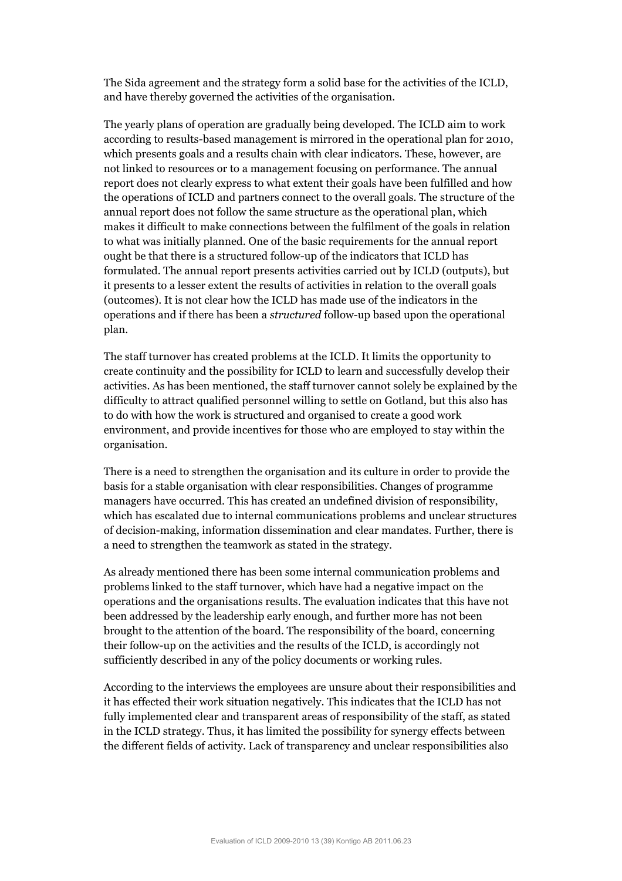The Sida agreement and the strategy form a solid base for the activities of the ICLD, and have thereby governed the activities of the organisation.

The yearly plans of operation are gradually being developed. The ICLD aim to work according to results-based management is mirrored in the operational plan for 2010, which presents goals and a results chain with clear indicators. These, however, are not linked to resources or to a management focusing on performance. The annual report does not clearly express to what extent their goals have been fulfilled and how the operations of ICLD and partners connect to the overall goals. The structure of the annual report does not follow the same structure as the operational plan, which makes it difficult to make connections between the fulfilment of the goals in relation to what was initially planned. One of the basic requirements for the annual report ought be that there is a structured follow-up of the indicators that ICLD has formulated. The annual report presents activities carried out by ICLD (outputs), but it presents to a lesser extent the results of activities in relation to the overall goals (outcomes). It is not clear how the ICLD has made use of the indicators in the operations and if there has been a *structured* follow-up based upon the operational plan.

The staff turnover has created problems at the ICLD. It limits the opportunity to create continuity and the possibility for ICLD to learn and successfully develop their activities. As has been mentioned, the staff turnover cannot solely be explained by the difficulty to attract qualified personnel willing to settle on Gotland, but this also has to do with how the work is structured and organised to create a good work environment, and provide incentives for those who are employed to stay within the organisation.

There is a need to strengthen the organisation and its culture in order to provide the basis for a stable organisation with clear responsibilities. Changes of programme managers have occurred. This has created an undefined division of responsibility, which has escalated due to internal communications problems and unclear structures of decision-making, information dissemination and clear mandates. Further, there is a need to strengthen the teamwork as stated in the strategy.

As already mentioned there has been some internal communication problems and problems linked to the staff turnover, which have had a negative impact on the operations and the organisations results. The evaluation indicates that this have not been addressed by the leadership early enough, and further more has not been brought to the attention of the board. The responsibility of the board, concerning their follow-up on the activities and the results of the ICLD, is accordingly not sufficiently described in any of the policy documents or working rules.

According to the interviews the employees are unsure about their responsibilities and it has effected their work situation negatively. This indicates that the ICLD has not fully implemented clear and transparent areas of responsibility of the staff, as stated in the ICLD strategy. Thus, it has limited the possibility for synergy effects between the different fields of activity. Lack of transparency and unclear responsibilities also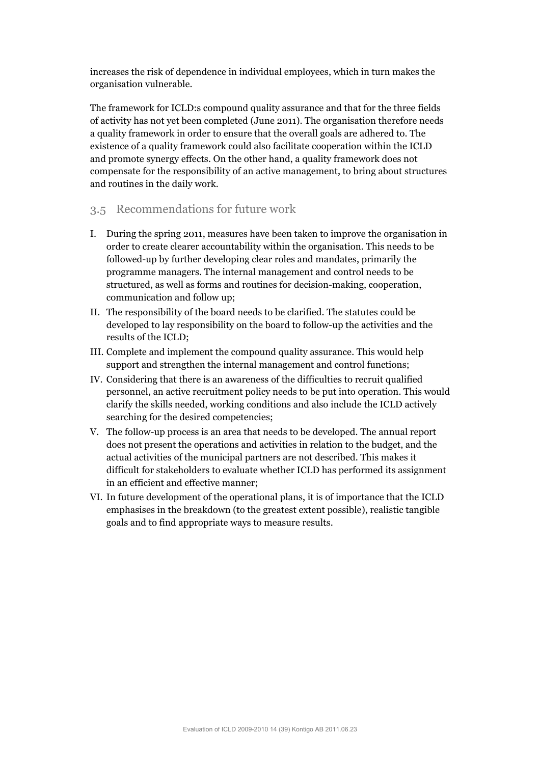increases the risk of dependence in individual employees, which in turn makes the organisation vulnerable.

The framework for ICLD:s compound quality assurance and that for the three fields of activity has not yet been completed (June 2011). The organisation therefore needs a quality framework in order to ensure that the overall goals are adhered to. The existence of a quality framework could also facilitate cooperation within the ICLD and promote synergy effects. On the other hand, a quality framework does not compensate for the responsibility of an active management, to bring about structures and routines in the daily work.

## 3.5 Recommendations for future work

I. During the spring 2011, measures have been taken to improve the organisation in order to create clearer accountability within the organisation. This needs to be followed-up by further developing clear roles and mandates, primarily the programme managers. The internal management and control needs to be structured, as well as forms and routines for decision-making, cooperation, communication and follow up;

II. The responsibility of the board needs to be clarified. The statutes could be developed to lay responsibility on the board to follow-up the activities and the results of the ICLD;

III. Complete and implement the compound quality assurance. This would help support and strengthen the internal management and control functions;

IV. Considering that there is an awareness of the difficulties to recruit qualified personnel, an active recruitment policy needs to be put into operation. This would clarify the skills needed, working conditions and also include the ICLD actively searching for the desired competencies;

V. The follow-up process is an area that needs to be developed. The annual report does not present the operations and activities in relation to the budget, and the actual activities of the municipal partners are not described. This makes it difficult for stakeholders to evaluate whether ICLD has performed its assignment in an efficient and effective manner;

VI. In future development of the operational plans, it is of importance that the ICLD emphasises in the breakdown (to the greatest extent possible), realistic tangible goals and to find appropriate ways to measure results.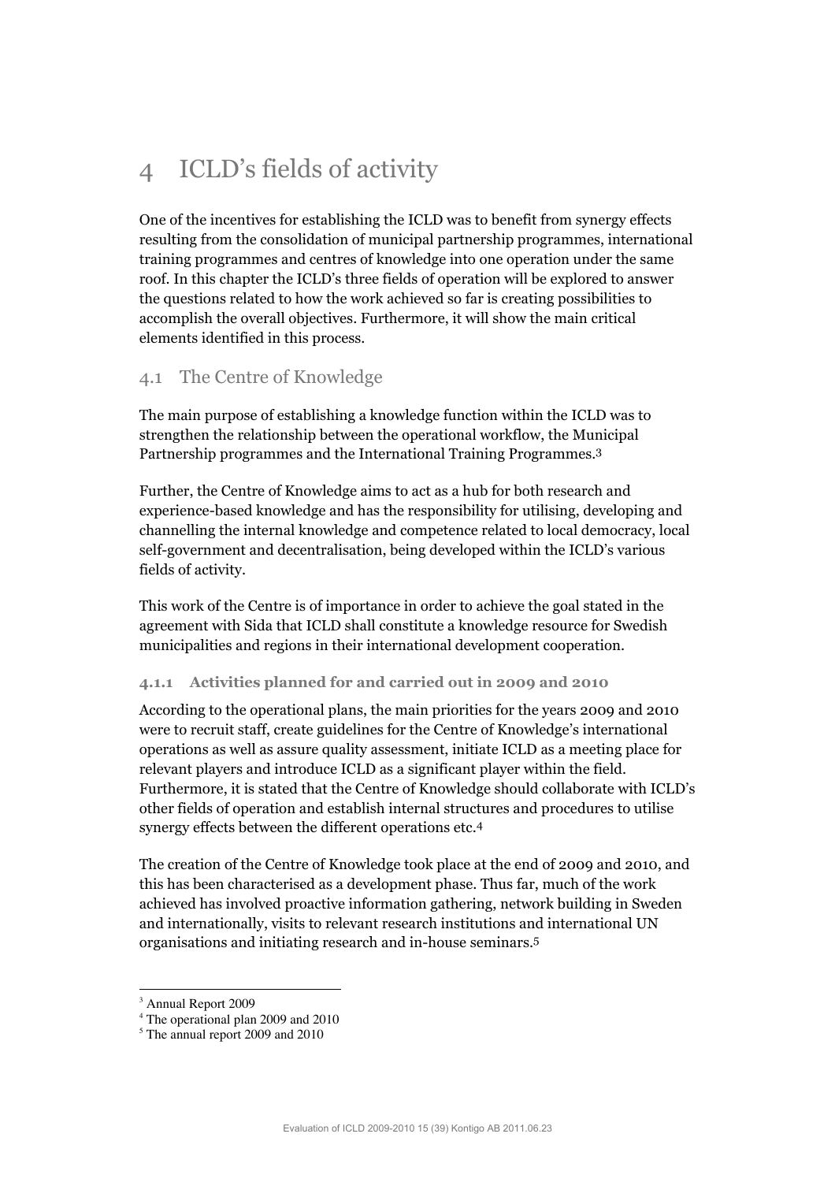# 4 ICLD's fields of activity

One of the incentives for establishing the ICLD was to benefit from synergy effects resulting from the consolidation of municipal partnership programmes, international training programmes and centres of knowledge into one operation under the same roof. In this chapter the ICLD's three fields of operation will be explored to answer the questions related to how the work achieved so far is creating possibilities to accomplish the overall objectives. Furthermore, it will show the main critical elements identified in this process.

## 4.1 The Centre of Knowledge

The main purpose of establishing a knowledge function within the ICLD was to strengthen the relationship between the operational workflow, the Municipal Partnership programmes and the International Training Programmes.[3]

Further, the Centre of Knowledge aims to act as a hub for both research and experience-based knowledge and has the responsibility for utilising, developing and channelling the internal knowledge and competence related to local democracy, local self-government and decentralisation, being developed within the ICLD's various fields of activity.

This work of the Centre is of importance in order to achieve the goal stated in the agreement with Sida that ICLD shall constitute a knowledge resource for Swedish municipalities and regions in their international development cooperation.

### 4.1.1 Activities planned for and carried out in 2009 and 2010

According to the operational plans, the main priorities for the years 2009 and 2010 were to recruit staff, create guidelines for the Centre of Knowledge's international operations as well as assure quality assessment, initiate ICLD as a meeting place for relevant players and introduce ICLD as a significant player within the field. Furthermore, it is stated that the Centre of Knowledge should collaborate with ICLD's other fields of operation and establish internal structures and procedures to utilise synergy effects between the different operations etc.[4]

The creation of the Centre of Knowledge took place at the end of 2009 and 2010, and this has been characterised as a development phase. Thus far, much of the work achieved has involved proactive information gathering, network building in Sweden and internationally, visits to relevant research institutions and international UN organisations and initiating research and in-house seminars.[5]

---

[3] Annual Report 2009

[4] The operational plan 2009 and 2010

[5] The annual report 2009 and 2010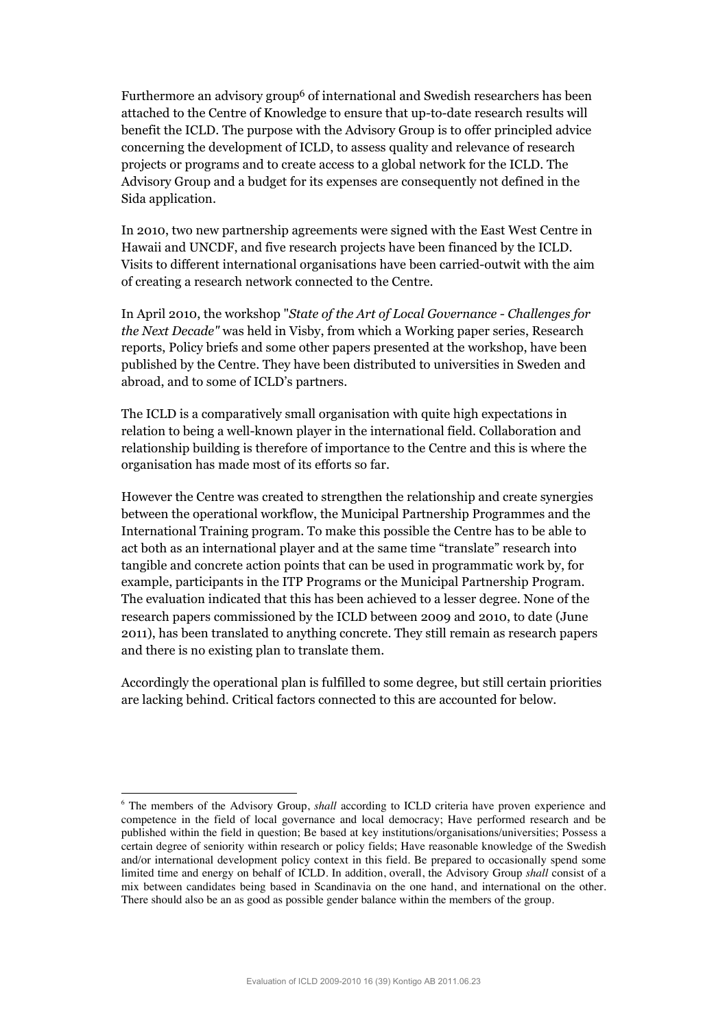Furthermore an advisory group[6] of international and Swedish researchers has been attached to the Centre of Knowledge to ensure that up-to-date research results will benefit the ICLD. The purpose with the Advisory Group is to offer principled advice concerning the development of ICLD, to assess quality and relevance of research projects or programs and to create access to a global network for the ICLD. The Advisory Group and a budget for its expenses are consequently not defined in the Sida application.

In 2010, two new partnership agreements were signed with the East West Centre in Hawaii and UNCDF, and five research projects have been financed by the ICLD. Visits to different international organisations have been carried-outwit with the aim of creating a research network connected to the Centre.

In April 2010, the workshop "*State of the Art of Local Governance - Challenges for the Next Decade"* was held in Visby, from which a Working paper series, Research reports, Policy briefs and some other papers presented at the workshop, have been published by the Centre. They have been distributed to universities in Sweden and abroad, and to some of ICLD's partners.

The ICLD is a comparatively small organisation with quite high expectations in relation to being a well-known player in the international field. Collaboration and relationship building is therefore of importance to the Centre and this is where the organisation has made most of its efforts so far.

However the Centre was created to strengthen the relationship and create synergies between the operational workflow, the Municipal Partnership Programmes and the International Training program. To make this possible the Centre has to be able to act both as an international player and at the same time "translate" research into tangible and concrete action points that can be used in programmatic work by, for example, participants in the ITP Programs or the Municipal Partnership Program. The evaluation indicated that this has been achieved to a lesser degree. None of the research papers commissioned by the ICLD between 2009 and 2010, to date (June 2011), has been translated to anything concrete. They still remain as research papers and there is no existing plan to translate them.

Accordingly the operational plan is fulfilled to some degree, but still certain priorities are lacking behind. Critical factors connected to this are accounted for below.

---

[6] The members of the Advisory Group, *shall* according to ICLD criteria have proven experience and competence in the field of local governance and local democracy; Have performed research and be published within the field in question; Be based at key institutions/organisations/universities; Possess a certain degree of seniority within research or policy fields; Have reasonable knowledge of the Swedish and/or international development policy context in this field. Be prepared to occasionally spend some limited time and energy on behalf of ICLD. In addition, overall, the Advisory Group *shall* consist of a mix between candidates being based in Scandinavia on the one hand, and international on the other. There should also be an as good as possible gender balance within the members of the group.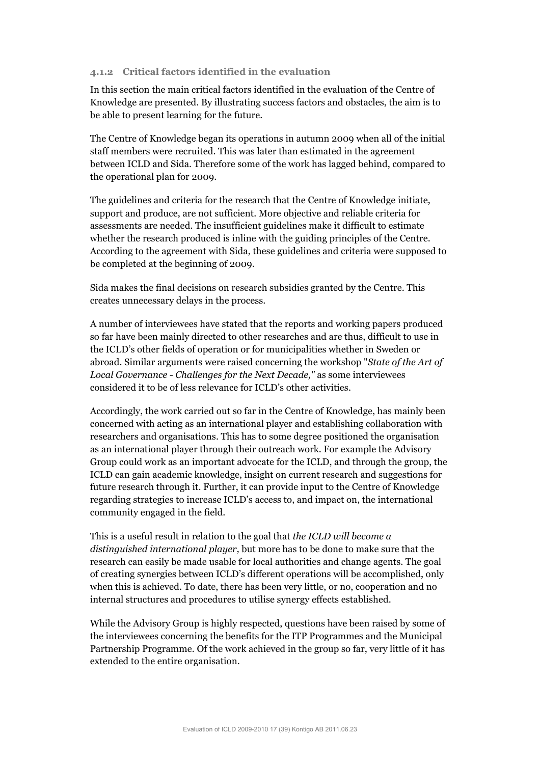#### 4.1.2 Critical factors identified in the evaluation

In this section the main critical factors identified in the evaluation of the Centre of Knowledge are presented. By illustrating success factors and obstacles, the aim is to be able to present learning for the future.

The Centre of Knowledge began its operations in autumn 2009 when all of the initial staff members were recruited. This was later than estimated in the agreement between ICLD and Sida. Therefore some of the work has lagged behind, compared to the operational plan for 2009.

The guidelines and criteria for the research that the Centre of Knowledge initiate, support and produce, are not sufficient. More objective and reliable criteria for assessments are needed. The insufficient guidelines make it difficult to estimate whether the research produced is inline with the guiding principles of the Centre. According to the agreement with Sida, these guidelines and criteria were supposed to be completed at the beginning of 2009.

Sida makes the final decisions on research subsidies granted by the Centre. This creates unnecessary delays in the process.

A number of interviewees have stated that the reports and working papers produced so far have been mainly directed to other researches and are thus, difficult to use in the ICLD's other fields of operation or for municipalities whether in Sweden or abroad. Similar arguments were raised concerning the workshop "*State of the Art of Local Governance - Challenges for the Next Decade,*" as some interviewees considered it to be of less relevance for ICLD's other activities.

Accordingly, the work carried out so far in the Centre of Knowledge, has mainly been concerned with acting as an international player and establishing collaboration with researchers and organisations. This has to some degree positioned the organisation as an international player through their outreach work. For example the Advisory Group could work as an important advocate for the ICLD, and through the group, the ICLD can gain academic knowledge, insight on current research and suggestions for future research through it. Further, it can provide input to the Centre of Knowledge regarding strategies to increase ICLD's access to, and impact on, the international community engaged in the field.

This is a useful result in relation to the goal that *the ICLD will become a distinguished international player,* but more has to be done to make sure that the research can easily be made usable for local authorities and change agents. The goal of creating synergies between ICLD's different operations will be accomplished, only when this is achieved. To date, there has been very little, or no, cooperation and no internal structures and procedures to utilise synergy effects established.

While the Advisory Group is highly respected, questions have been raised by some of the interviewees concerning the benefits for the ITP Programmes and the Municipal Partnership Programme. Of the work achieved in the group so far, very little of it has extended to the entire organisation.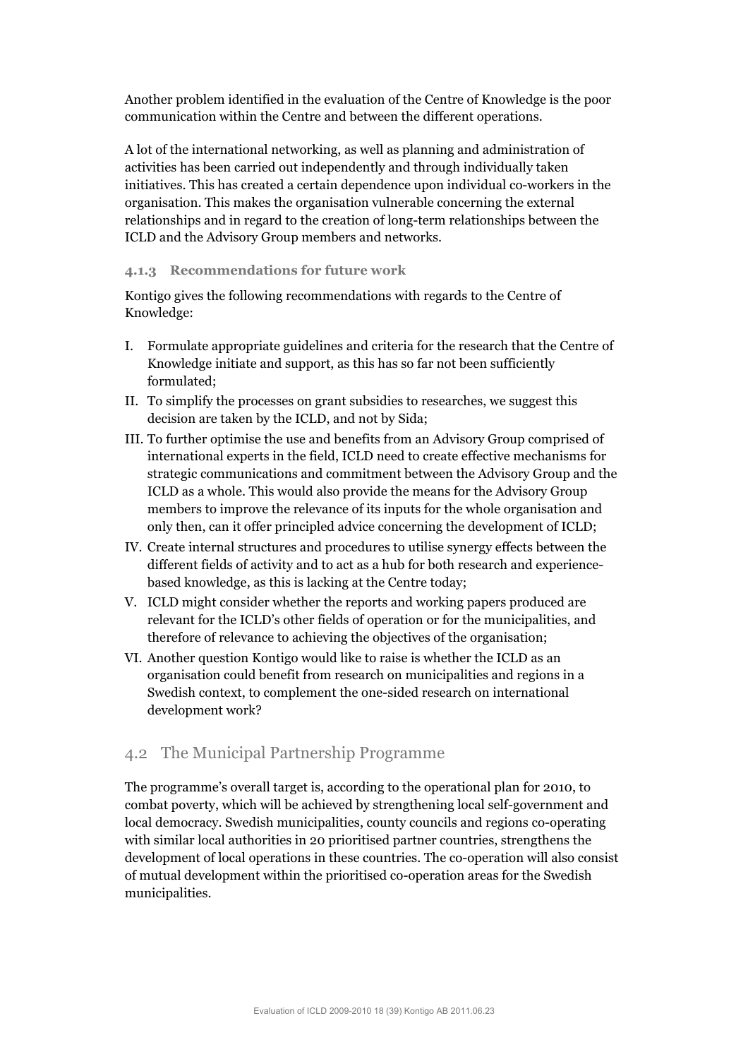Another problem identified in the evaluation of the Centre of Knowledge is the poor communication within the Centre and between the different operations.

A lot of the international networking, as well as planning and administration of activities has been carried out independently and through individually taken initiatives. This has created a certain dependence upon individual co-workers in the organisation. This makes the organisation vulnerable concerning the external relationships and in regard to the creation of long-term relationships between the ICLD and the Advisory Group members and networks.

#### 4.1.3 Recommendations for future work

Kontigo gives the following recommendations with regards to the Centre of Knowledge:

I. Formulate appropriate guidelines and criteria for the research that the Centre of Knowledge initiate and support, as this has so far not been sufficiently formulated;

II. To simplify the processes on grant subsidies to researches, we suggest this decision are taken by the ICLD, and not by Sida;

III. To further optimise the use and benefits from an Advisory Group comprised of international experts in the field, ICLD need to create effective mechanisms for strategic communications and commitment between the Advisory Group and the ICLD as a whole. This would also provide the means for the Advisory Group members to improve the relevance of its inputs for the whole organisation and only then, can it offer principled advice concerning the development of ICLD;

IV. Create internal structures and procedures to utilise synergy effects between the different fields of activity and to act as a hub for both research and experience-based knowledge, as this is lacking at the Centre today;

V. ICLD might consider whether the reports and working papers produced are relevant for the ICLD's other fields of operation or for the municipalities, and therefore of relevance to achieving the objectives of the organisation;

VI. Another question Kontigo would like to raise is whether the ICLD as an organisation could benefit from research on municipalities and regions in a Swedish context, to complement the one-sided research on international development work?

### 4.2 The Municipal Partnership Programme

The programme's overall target is, according to the operational plan for 2010, to combat poverty, which will be achieved by strengthening local self-government and local democracy. Swedish municipalities, county councils and regions co-operating with similar local authorities in 20 prioritised partner countries, strengthens the development of local operations in these countries. The co-operation will also consist of mutual development within the prioritised co-operation areas for the Swedish municipalities.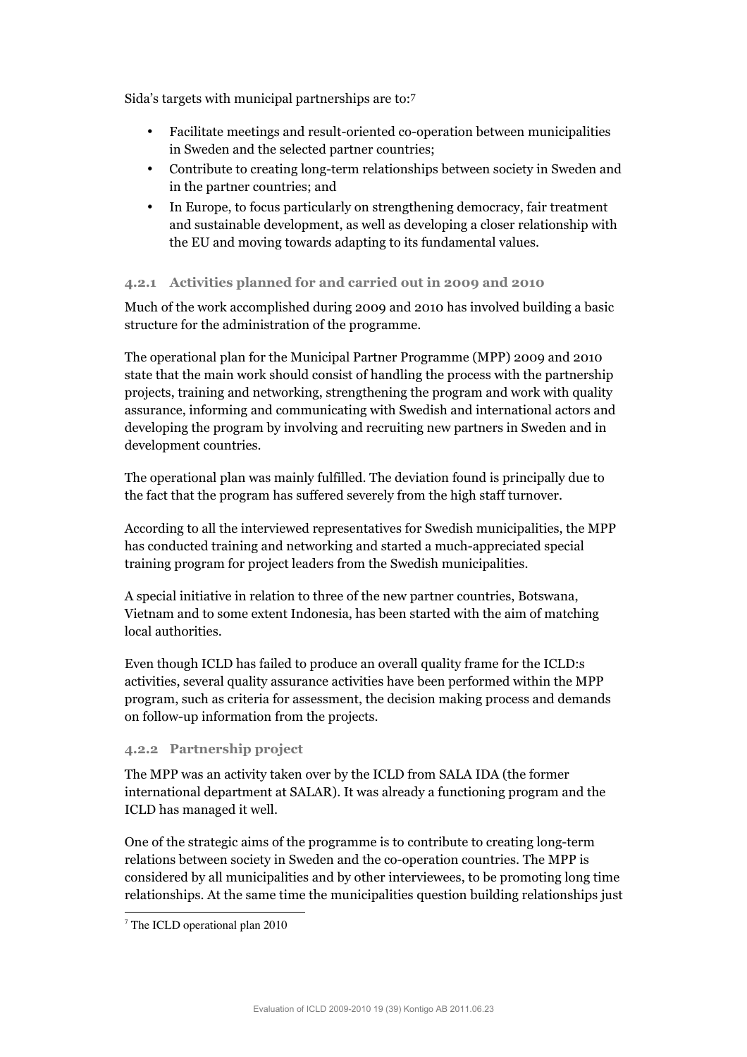Sida's targets with municipal partnerships are to:[7]

- Facilitate meetings and result-oriented co-operation between municipalities in Sweden and the selected partner countries;
- Contribute to creating long-term relationships between society in Sweden and in the partner countries; and
- In Europe, to focus particularly on strengthening democracy, fair treatment and sustainable development, as well as developing a closer relationship with the EU and moving towards adapting to its fundamental values.

### 4.2.1 Activities planned for and carried out in 2009 and 2010

Much of the work accomplished during 2009 and 2010 has involved building a basic structure for the administration of the programme.

The operational plan for the Municipal Partner Programme (MPP) 2009 and 2010 state that the main work should consist of handling the process with the partnership projects, training and networking, strengthening the program and work with quality assurance, informing and communicating with Swedish and international actors and developing the program by involving and recruiting new partners in Sweden and in development countries.

The operational plan was mainly fulfilled. The deviation found is principally due to the fact that the program has suffered severely from the high staff turnover.

According to all the interviewed representatives for Swedish municipalities, the MPP has conducted training and networking and started a much-appreciated special training program for project leaders from the Swedish municipalities.

A special initiative in relation to three of the new partner countries, Botswana, Vietnam and to some extent Indonesia, has been started with the aim of matching local authorities.

Even though ICLD has failed to produce an overall quality frame for the ICLD:s activities, several quality assurance activities have been performed within the MPP program, such as criteria for assessment, the decision making process and demands on follow-up information from the projects.

### 4.2.2 Partnership project

The MPP was an activity taken over by the ICLD from SALA IDA (the former international department at SALAR). It was already a functioning program and the ICLD has managed it well.

One of the strategic aims of the programme is to contribute to creating long-term relations between society in Sweden and the co-operation countries. The MPP is considered by all municipalities and by other interviewees, to be promoting long time relationships. At the same time the municipalities question building relationships just

[7] The ICLD operational plan 2010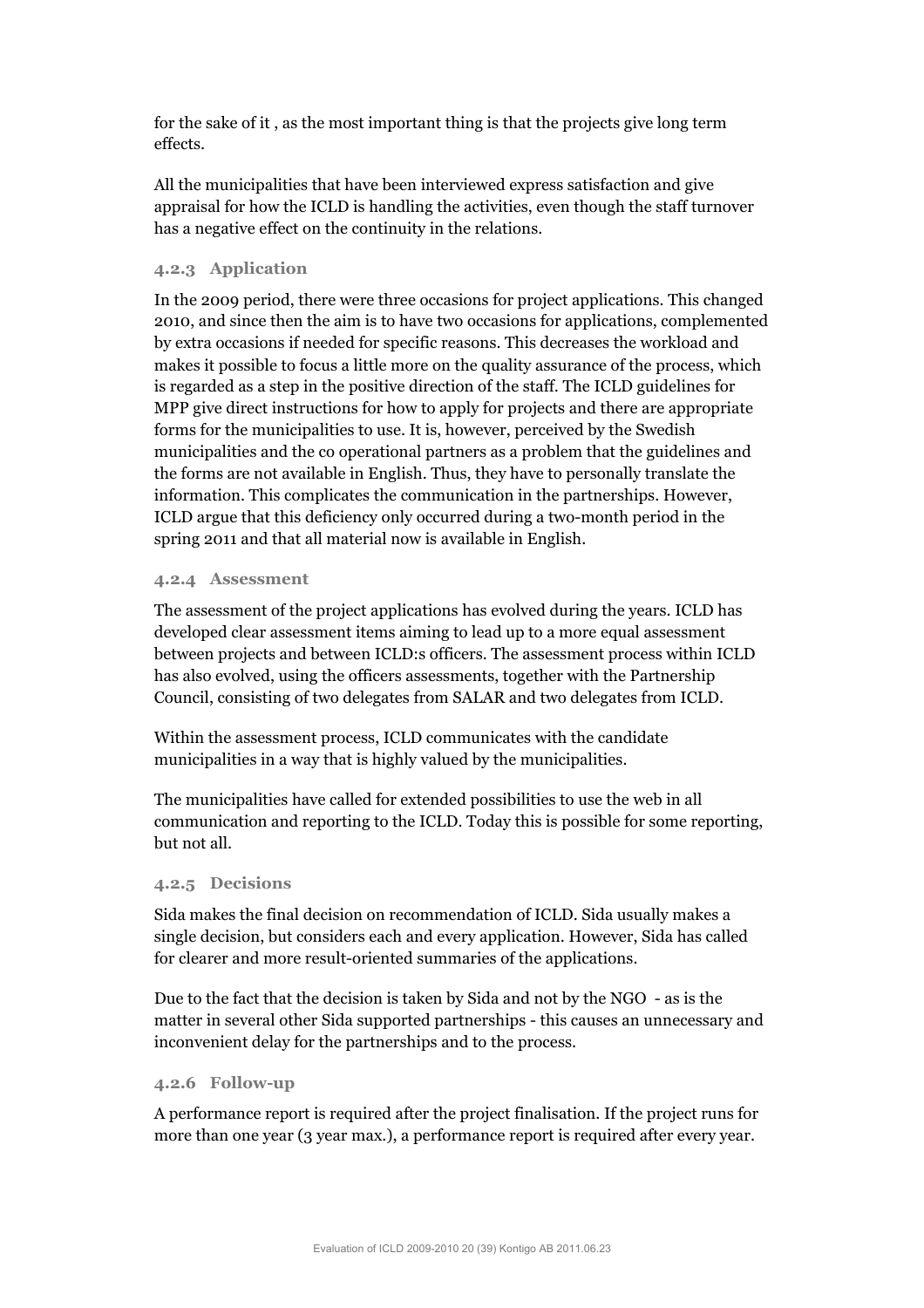for the sake of it , as the most important thing is that the projects give long term effects.

All the municipalities that have been interviewed express satisfaction and give appraisal for how the ICLD is handling the activities, even though the staff turnover has a negative effect on the continuity in the relations.

### 4.2.3 Application

In the 2009 period, there were three occasions for project applications. This changed 2010, and since then the aim is to have two occasions for applications, complemented by extra occasions if needed for specific reasons. This decreases the workload and makes it possible to focus a little more on the quality assurance of the process, which is regarded as a step in the positive direction of the staff. The ICLD guidelines for MPP give direct instructions for how to apply for projects and there are appropriate forms for the municipalities to use. It is, however, perceived by the Swedish municipalities and the co operational partners as a problem that the guidelines and the forms are not available in English. Thus, they have to personally translate the information. This complicates the communication in the partnerships. However, ICLD argue that this deficiency only occurred during a two-month period in the spring 2011 and that all material now is available in English.

### 4.2.4 Assessment

The assessment of the project applications has evolved during the years. ICLD has developed clear assessment items aiming to lead up to a more equal assessment between projects and between ICLD:s officers. The assessment process within ICLD has also evolved, using the officers assessments, together with the Partnership Council, consisting of two delegates from SALAR and two delegates from ICLD.

Within the assessment process, ICLD communicates with the candidate municipalities in a way that is highly valued by the municipalities.

The municipalities have called for extended possibilities to use the web in all communication and reporting to the ICLD. Today this is possible for some reporting, but not all.

### 4.2.5 Decisions

Sida makes the final decision on recommendation of ICLD. Sida usually makes a single decision, but considers each and every application. However, Sida has called for clearer and more result-oriented summaries of the applications.

Due to the fact that the decision is taken by Sida and not by the NGO - as is the matter in several other Sida supported partnerships - this causes an unnecessary and inconvenient delay for the partnerships and to the process.

### 4.2.6 Follow-up

A performance report is required after the project finalisation. If the project runs for more than one year (3 year max.), a performance report is required after every year.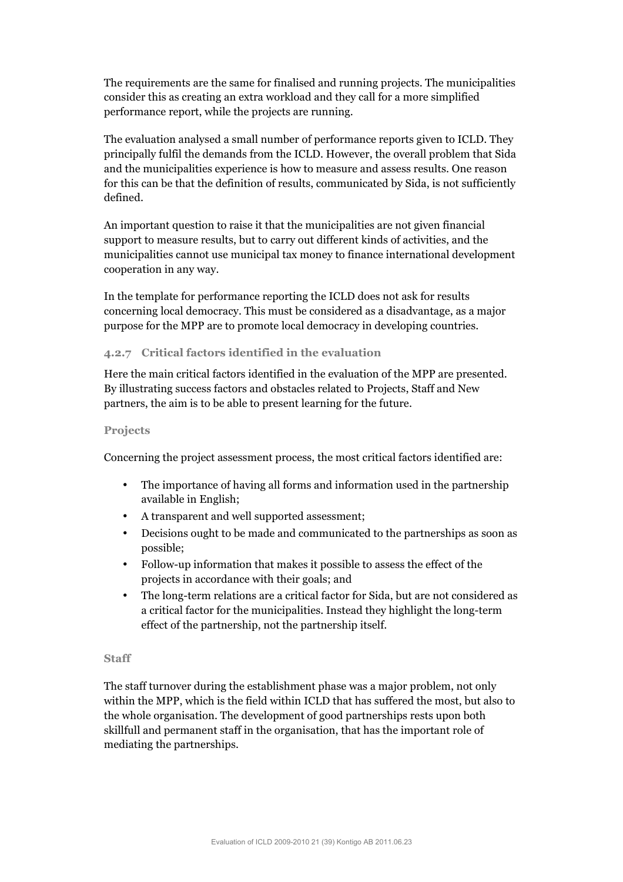The requirements are the same for finalised and running projects. The municipalities consider this as creating an extra workload and they call for a more simplified performance report, while the projects are running.

The evaluation analysed a small number of performance reports given to ICLD. They principally fulfil the demands from the ICLD. However, the overall problem that Sida and the municipalities experience is how to measure and assess results. One reason for this can be that the definition of results, communicated by Sida, is not sufficiently defined.

An important question to raise it that the municipalities are not given financial support to measure results, but to carry out different kinds of activities, and the municipalities cannot use municipal tax money to finance international development cooperation in any way.

In the template for performance reporting the ICLD does not ask for results concerning local democracy. This must be considered as a disadvantage, as a major purpose for the MPP are to promote local democracy in developing countries.

### 4.2.7 Critical factors identified in the evaluation

Here the main critical factors identified in the evaluation of the MPP are presented. By illustrating success factors and obstacles related to Projects, Staff and New partners, the aim is to be able to present learning for the future.

#### Projects

Concerning the project assessment process, the most critical factors identified are:

- The importance of having all forms and information used in the partnership available in English;
- A transparent and well supported assessment;
- Decisions ought to be made and communicated to the partnerships as soon as possible;
- Follow-up information that makes it possible to assess the effect of the projects in accordance with their goals; and
- The long-term relations are a critical factor for Sida, but are not considered as a critical factor for the municipalities. Instead they highlight the long-term effect of the partnership, not the partnership itself.

#### Staff

The staff turnover during the establishment phase was a major problem, not only within the MPP, which is the field within ICLD that has suffered the most, but also to the whole organisation. The development of good partnerships rests upon both skillfull and permanent staff in the organisation, that has the important role of mediating the partnerships.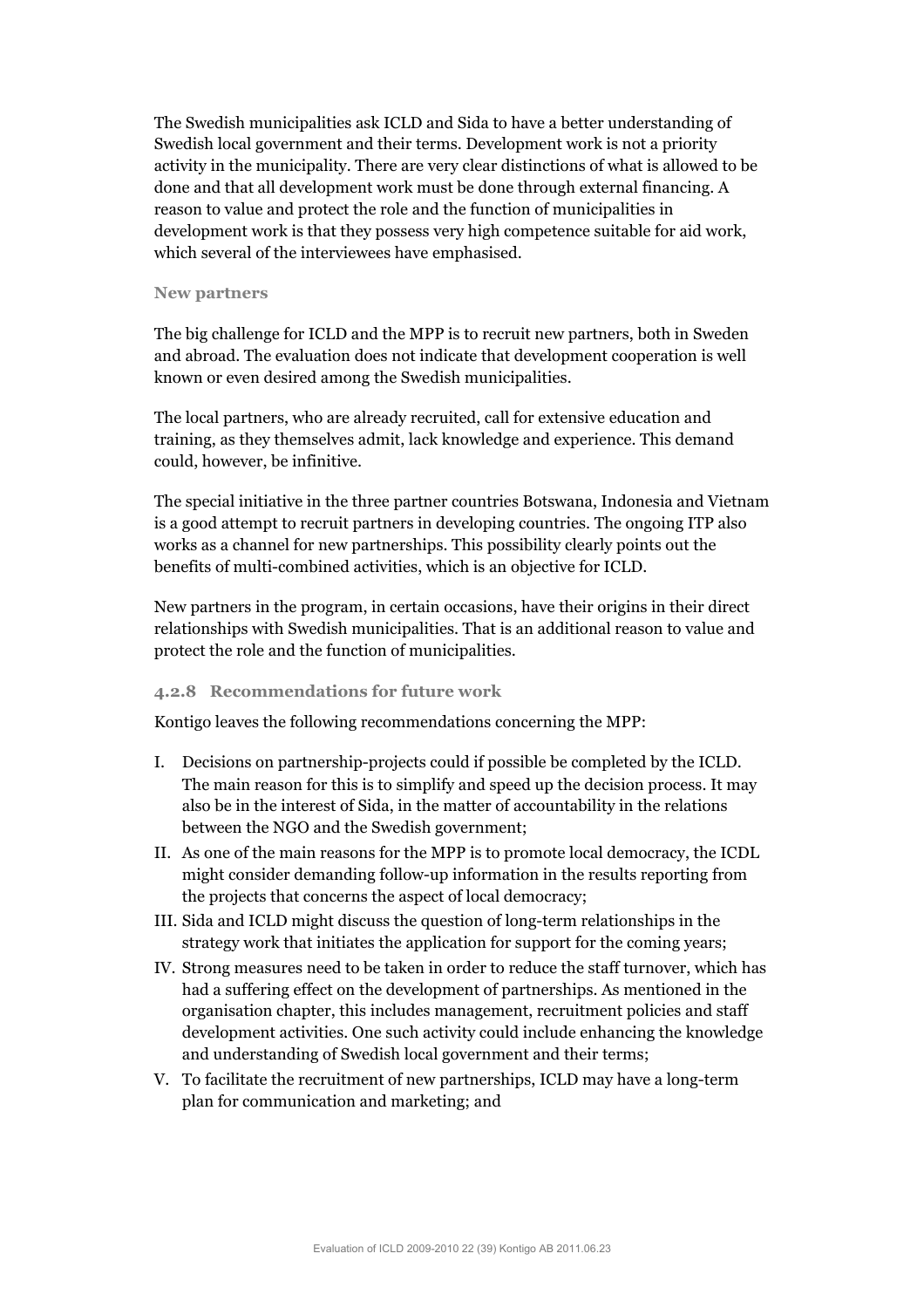The Swedish municipalities ask ICLD and Sida to have a better understanding of Swedish local government and their terms. Development work is not a priority activity in the municipality. There are very clear distinctions of what is allowed to be done and that all development work must be done through external financing. A reason to value and protect the role and the function of municipalities in development work is that they possess very high competence suitable for aid work, which several of the interviewees have emphasised.

#### New partners

The big challenge for ICLD and the MPP is to recruit new partners, both in Sweden and abroad. The evaluation does not indicate that development cooperation is well known or even desired among the Swedish municipalities.

The local partners, who are already recruited, call for extensive education and training, as they themselves admit, lack knowledge and experience. This demand could, however, be infinitive.

The special initiative in the three partner countries Botswana, Indonesia and Vietnam is a good attempt to recruit partners in developing countries. The ongoing ITP also works as a channel for new partnerships. This possibility clearly points out the benefits of multi-combined activities, which is an objective for ICLD.

New partners in the program, in certain occasions, have their origins in their direct relationships with Swedish municipalities. That is an additional reason to value and protect the role and the function of municipalities.

### 4.2.8 Recommendations for future work

Kontigo leaves the following recommendations concerning the MPP:

I. Decisions on partnership-projects could if possible be completed by the ICLD. The main reason for this is to simplify and speed up the decision process. It may also be in the interest of Sida, in the matter of accountability in the relations between the NGO and the Swedish government;

II. As one of the main reasons for the MPP is to promote local democracy, the ICDL might consider demanding follow-up information in the results reporting from the projects that concerns the aspect of local democracy;

III. Sida and ICLD might discuss the question of long-term relationships in the strategy work that initiates the application for support for the coming years;

IV. Strong measures need to be taken in order to reduce the staff turnover, which has had a suffering effect on the development of partnerships. As mentioned in the organisation chapter, this includes management, recruitment policies and staff development activities. One such activity could include enhancing the knowledge and understanding of Swedish local government and their terms;

V. To facilitate the recruitment of new partnerships, ICLD may have a long-term plan for communication and marketing; and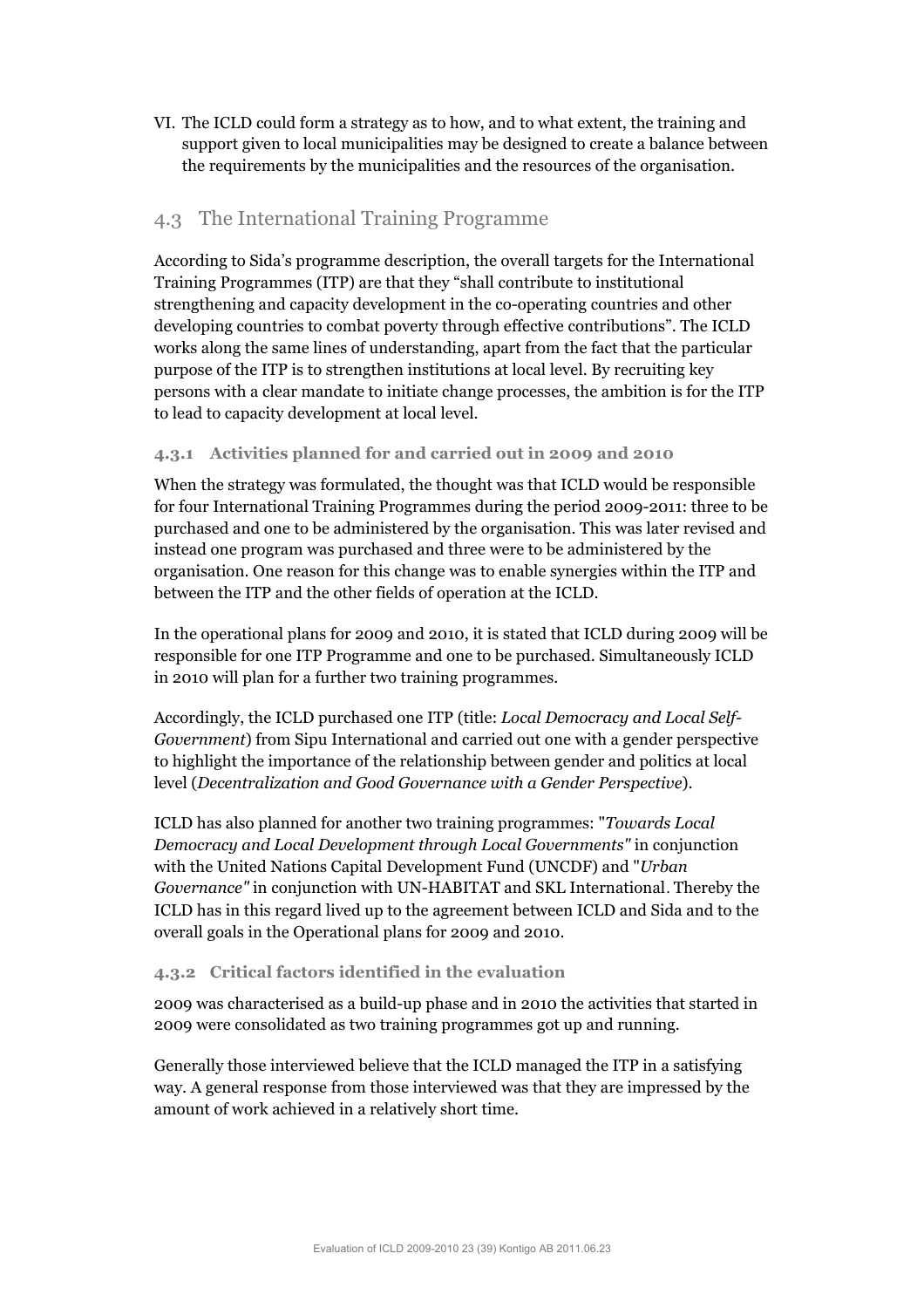VI. The ICLD could form a strategy as to how, and to what extent, the training and support given to local municipalities may be designed to create a balance between the requirements by the municipalities and the resources of the organisation.

## 4.3 The International Training Programme

According to Sida's programme description, the overall targets for the International Training Programmes (ITP) are that they "shall contribute to institutional strengthening and capacity development in the co-operating countries and other developing countries to combat poverty through effective contributions". The ICLD works along the same lines of understanding, apart from the fact that the particular purpose of the ITP is to strengthen institutions at local level. By recruiting key persons with a clear mandate to initiate change processes, the ambition is for the ITP to lead to capacity development at local level.

### 4.3.1 Activities planned for and carried out in 2009 and 2010

When the strategy was formulated, the thought was that ICLD would be responsible for four International Training Programmes during the period 2009-2011: three to be purchased and one to be administered by the organisation. This was later revised and instead one program was purchased and three were to be administered by the organisation. One reason for this change was to enable synergies within the ITP and between the ITP and the other fields of operation at the ICLD.

In the operational plans for 2009 and 2010, it is stated that ICLD during 2009 will be responsible for one ITP Programme and one to be purchased. Simultaneously ICLD in 2010 will plan for a further two training programmes.

Accordingly, the ICLD purchased one ITP (title: *Local Democracy and Local Self-Government*) from Sipu International and carried out one with a gender perspective to highlight the importance of the relationship between gender and politics at local level (*Decentralization and Good Governance with a Gender Perspective*).

ICLD has also planned for another two training programmes: "*Towards Local Democracy and Local Development through Local Governments"* in conjunction with the United Nations Capital Development Fund (UNCDF) and "*Urban Governance"* in conjunction with UN-HABITAT and SKL International. Thereby the ICLD has in this regard lived up to the agreement between ICLD and Sida and to the overall goals in the Operational plans for 2009 and 2010.

### 4.3.2 Critical factors identified in the evaluation

2009 was characterised as a build-up phase and in 2010 the activities that started in 2009 were consolidated as two training programmes got up and running.

Generally those interviewed believe that the ICLD managed the ITP in a satisfying way. A general response from those interviewed was that they are impressed by the amount of work achieved in a relatively short time.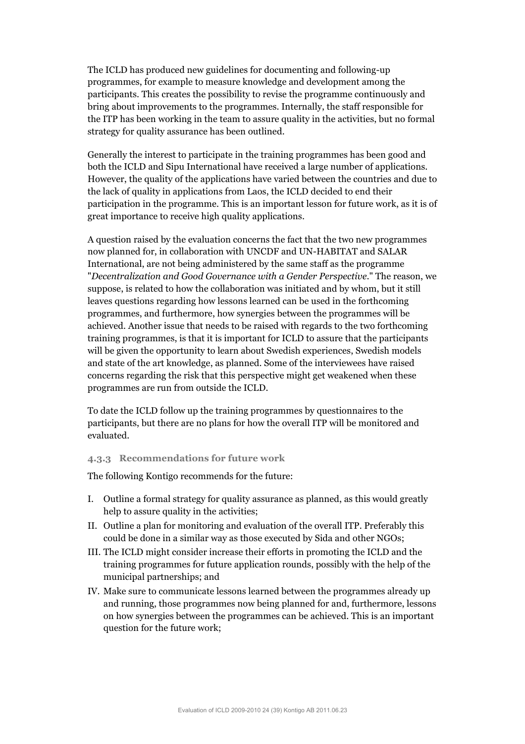The ICLD has produced new guidelines for documenting and following-up programmes, for example to measure knowledge and development among the participants. This creates the possibility to revise the programme continuously and bring about improvements to the programmes. Internally, the staff responsible for the ITP has been working in the team to assure quality in the activities, but no formal strategy for quality assurance has been outlined.

Generally the interest to participate in the training programmes has been good and both the ICLD and Sipu International have received a large number of applications. However, the quality of the applications have varied between the countries and due to the lack of quality in applications from Laos, the ICLD decided to end their participation in the programme. This is an important lesson for future work, as it is of great importance to receive high quality applications.

A question raised by the evaluation concerns the fact that the two new programmes now planned for, in collaboration with UNCDF and UN-HABITAT and SALAR International, are not being administered by the same staff as the programme "*Decentralization and Good Governance with a Gender Perspective*." The reason, we suppose, is related to how the collaboration was initiated and by whom, but it still leaves questions regarding how lessons learned can be used in the forthcoming programmes, and furthermore, how synergies between the programmes will be achieved. Another issue that needs to be raised with regards to the two forthcoming training programmes, is that it is important for ICLD to assure that the participants will be given the opportunity to learn about Swedish experiences, Swedish models and state of the art knowledge, as planned. Some of the interviewees have raised concerns regarding the risk that this perspective might get weakened when these programmes are run from outside the ICLD.

To date the ICLD follow up the training programmes by questionnaires to the participants, but there are no plans for how the overall ITP will be monitored and evaluated.

### 4.3.3 Recommendations for future work

The following Kontigo recommends for the future:

I. Outline a formal strategy for quality assurance as planned, as this would greatly help to assure quality in the activities;

II. Outline a plan for monitoring and evaluation of the overall ITP. Preferably this could be done in a similar way as those executed by Sida and other NGOs;

III. The ICLD might consider increase their efforts in promoting the ICLD and the training programmes for future application rounds, possibly with the help of the municipal partnerships; and

IV. Make sure to communicate lessons learned between the programmes already up and running, those programmes now being planned for and, furthermore, lessons on how synergies between the programmes can be achieved. This is an important question for the future work;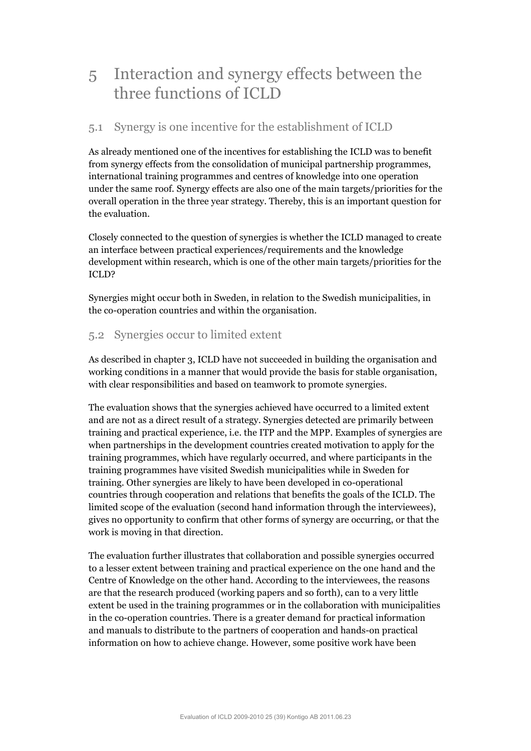# 5 Interaction and synergy effects between the three functions of ICLD

## 5.1 Synergy is one incentive for the establishment of ICLD

As already mentioned one of the incentives for establishing the ICLD was to benefit from synergy effects from the consolidation of municipal partnership programmes, international training programmes and centres of knowledge into one operation under the same roof. Synergy effects are also one of the main targets/priorities for the overall operation in the three year strategy. Thereby, this is an important question for the evaluation.

Closely connected to the question of synergies is whether the ICLD managed to create an interface between practical experiences/requirements and the knowledge development within research, which is one of the other main targets/priorities for the ICLD?

Synergies might occur both in Sweden, in relation to the Swedish municipalities, in the co-operation countries and within the organisation.

## 5.2 Synergies occur to limited extent

As described in chapter 3, ICLD have not succeeded in building the organisation and working conditions in a manner that would provide the basis for stable organisation, with clear responsibilities and based on teamwork to promote synergies.

The evaluation shows that the synergies achieved have occurred to a limited extent and are not as a direct result of a strategy. Synergies detected are primarily between training and practical experience, i.e. the ITP and the MPP. Examples of synergies are when partnerships in the development countries created motivation to apply for the training programmes, which have regularly occurred, and where participants in the training programmes have visited Swedish municipalities while in Sweden for training. Other synergies are likely to have been developed in co-operational countries through cooperation and relations that benefits the goals of the ICLD. The limited scope of the evaluation (second hand information through the interviewees), gives no opportunity to confirm that other forms of synergy are occurring, or that the work is moving in that direction.

The evaluation further illustrates that collaboration and possible synergies occurred to a lesser extent between training and practical experience on the one hand and the Centre of Knowledge on the other hand. According to the interviewees, the reasons are that the research produced (working papers and so forth), can to a very little extent be used in the training programmes or in the collaboration with municipalities in the co-operation countries. There is a greater demand for practical information and manuals to distribute to the partners of cooperation and hands-on practical information on how to achieve change. However, some positive work have been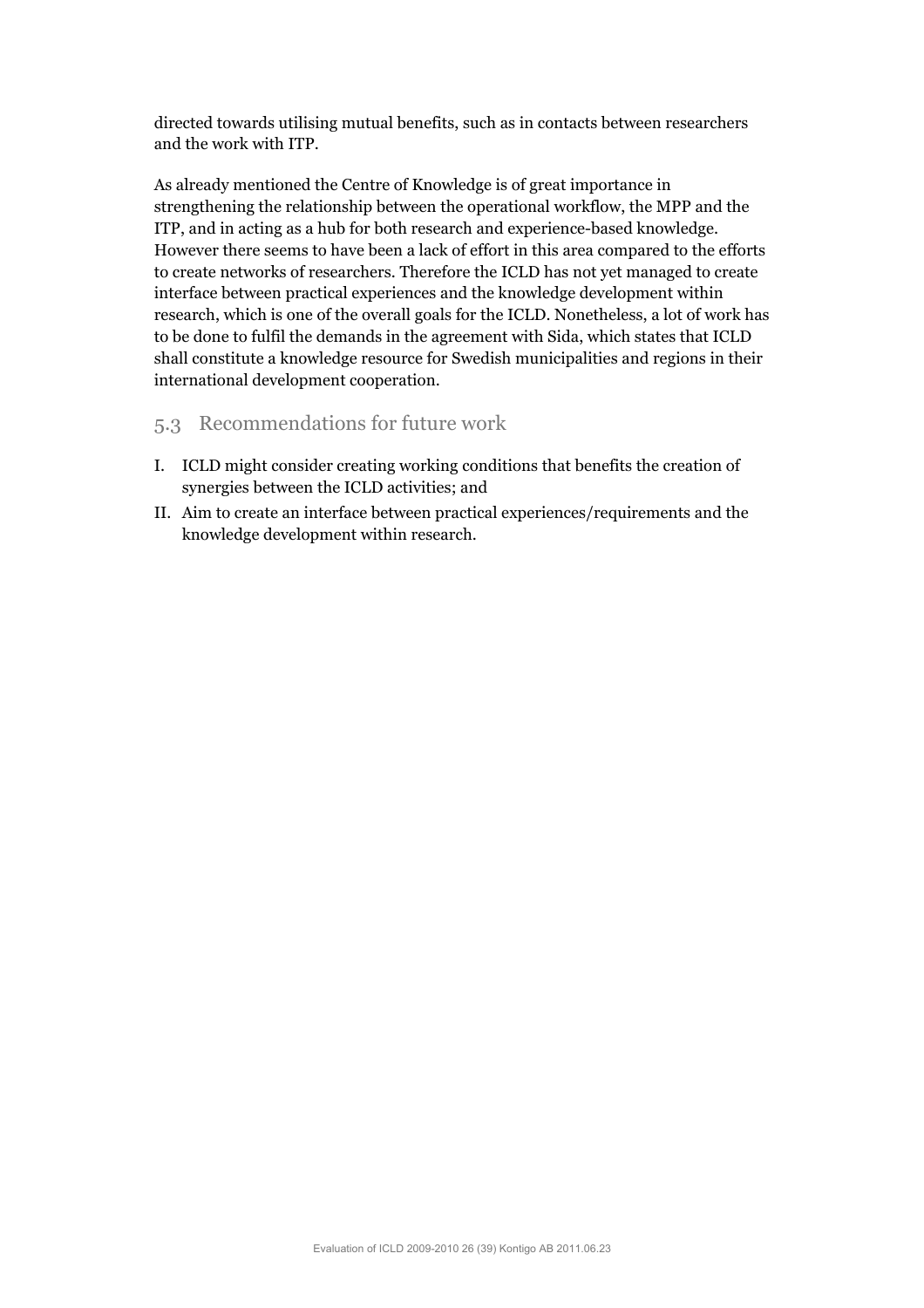directed towards utilising mutual benefits, such as in contacts between researchers and the work with ITP.

As already mentioned the Centre of Knowledge is of great importance in strengthening the relationship between the operational workflow, the MPP and the ITP, and in acting as a hub for both research and experience-based knowledge. However there seems to have been a lack of effort in this area compared to the efforts to create networks of researchers. Therefore the ICLD has not yet managed to create interface between practical experiences and the knowledge development within research, which is one of the overall goals for the ICLD. Nonetheless, a lot of work has to be done to fulfil the demands in the agreement with Sida, which states that ICLD shall constitute a knowledge resource for Swedish municipalities and regions in their international development cooperation.

## 5.3 Recommendations for future work

I. ICLD might consider creating working conditions that benefits the creation of synergies between the ICLD activities; and

II. Aim to create an interface between practical experiences/requirements and the knowledge development within research.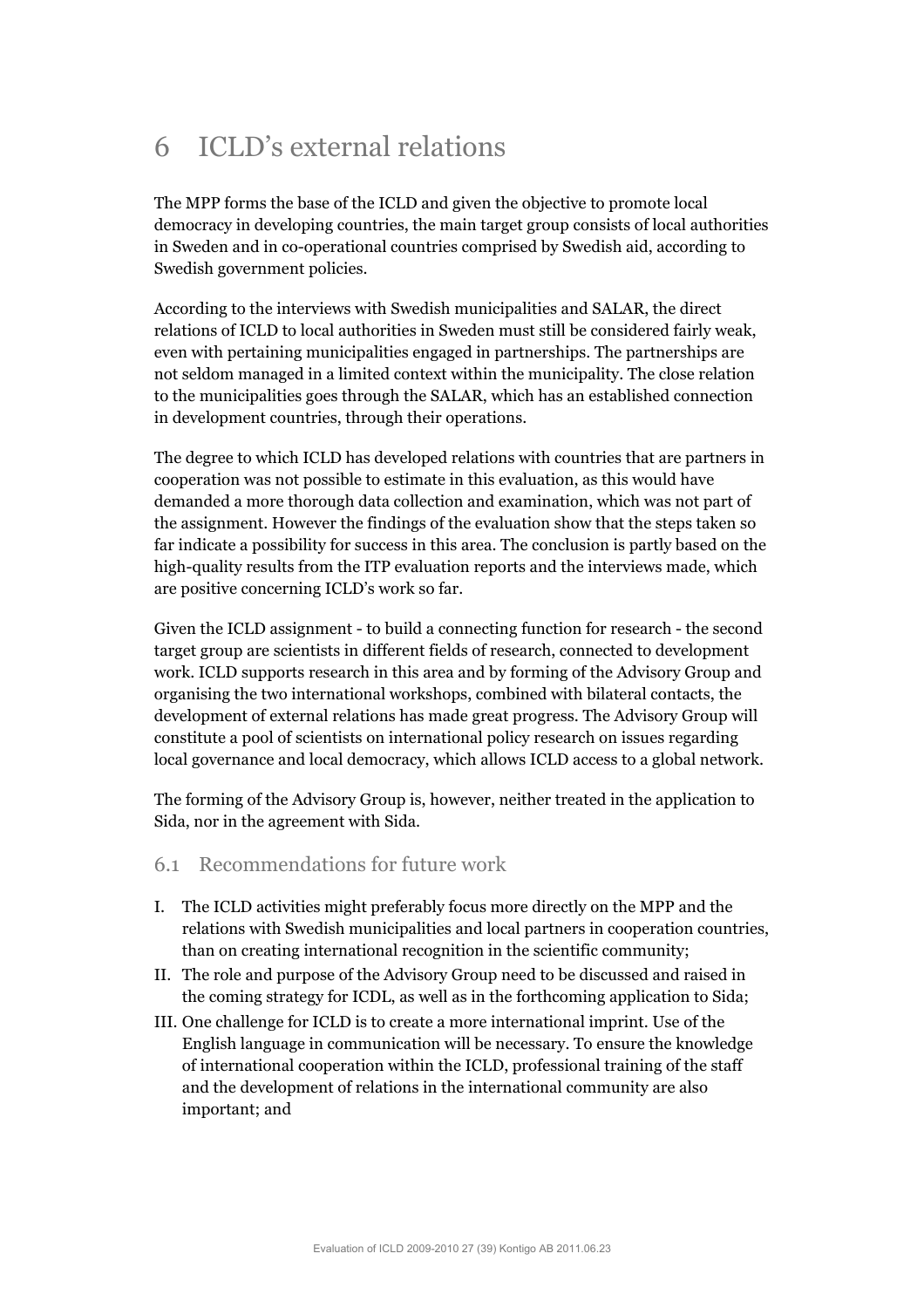# 6 ICLD's external relations

The MPP forms the base of the ICLD and given the objective to promote local democracy in developing countries, the main target group consists of local authorities in Sweden and in co-operational countries comprised by Swedish aid, according to Swedish government policies.

According to the interviews with Swedish municipalities and SALAR, the direct relations of ICLD to local authorities in Sweden must still be considered fairly weak, even with pertaining municipalities engaged in partnerships. The partnerships are not seldom managed in a limited context within the municipality. The close relation to the municipalities goes through the SALAR, which has an established connection in development countries, through their operations.

The degree to which ICLD has developed relations with countries that are partners in cooperation was not possible to estimate in this evaluation, as this would have demanded a more thorough data collection and examination, which was not part of the assignment. However the findings of the evaluation show that the steps taken so far indicate a possibility for success in this area. The conclusion is partly based on the high-quality results from the ITP evaluation reports and the interviews made, which are positive concerning ICLD's work so far.

Given the ICLD assignment - to build a connecting function for research - the second target group are scientists in different fields of research, connected to development work. ICLD supports research in this area and by forming of the Advisory Group and organising the two international workshops, combined with bilateral contacts, the development of external relations has made great progress. The Advisory Group will constitute a pool of scientists on international policy research on issues regarding local governance and local democracy, which allows ICLD access to a global network.

The forming of the Advisory Group is, however, neither treated in the application to Sida, nor in the agreement with Sida.

## 6.1 Recommendations for future work

I. The ICLD activities might preferably focus more directly on the MPP and the relations with Swedish municipalities and local partners in cooperation countries, than on creating international recognition in the scientific community;

II. The role and purpose of the Advisory Group need to be discussed and raised in the coming strategy for ICDL, as well as in the forthcoming application to Sida;

III. One challenge for ICLD is to create a more international imprint. Use of the English language in communication will be necessary. To ensure the knowledge of international cooperation within the ICLD, professional training of the staff and the development of relations in the international community are also important; and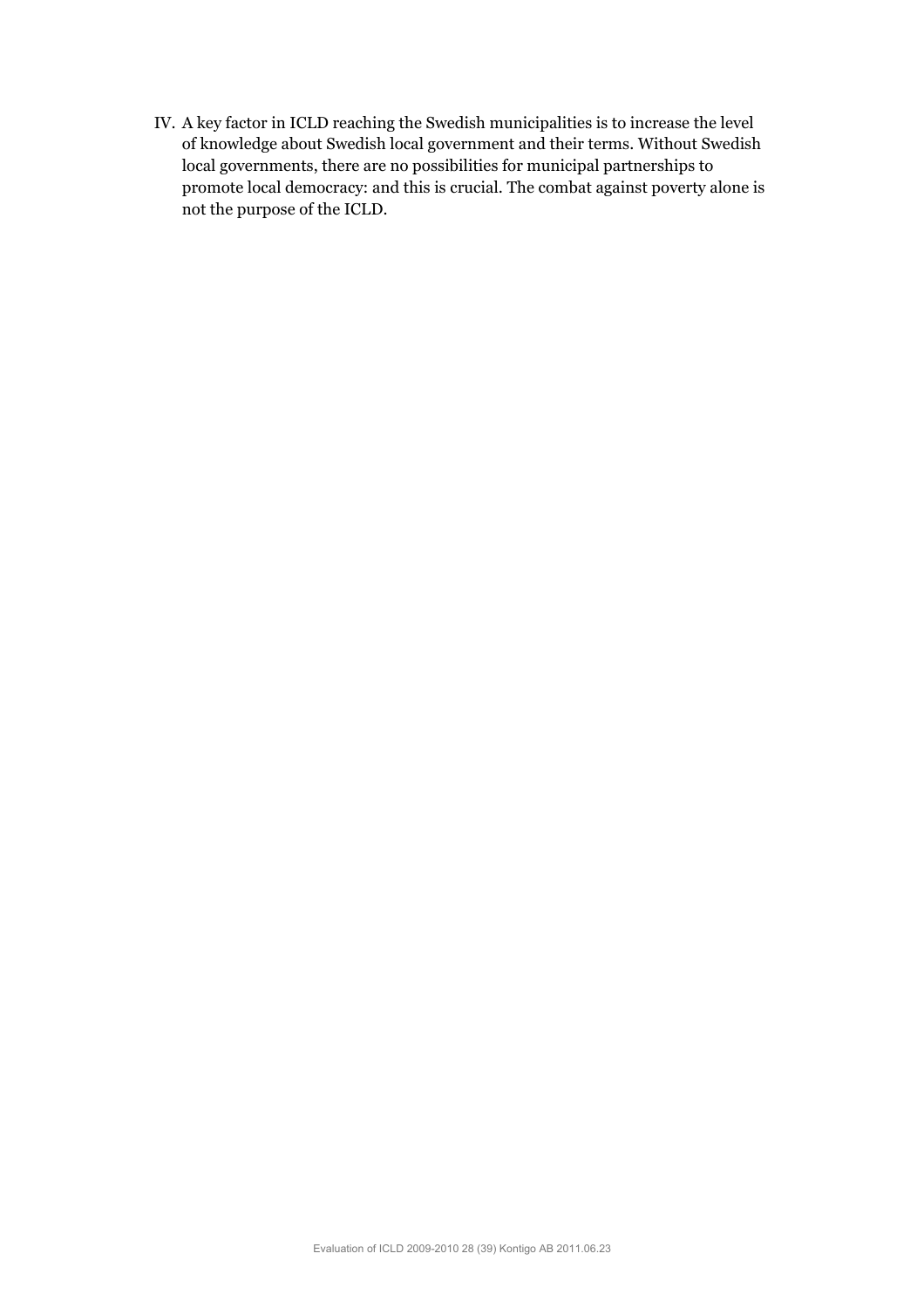IV. A key factor in ICLD reaching the Swedish municipalities is to increase the level of knowledge about Swedish local government and their terms. Without Swedish local governments, there are no possibilities for municipal partnerships to promote local democracy: and this is crucial. The combat against poverty alone is not the purpose of the ICLD.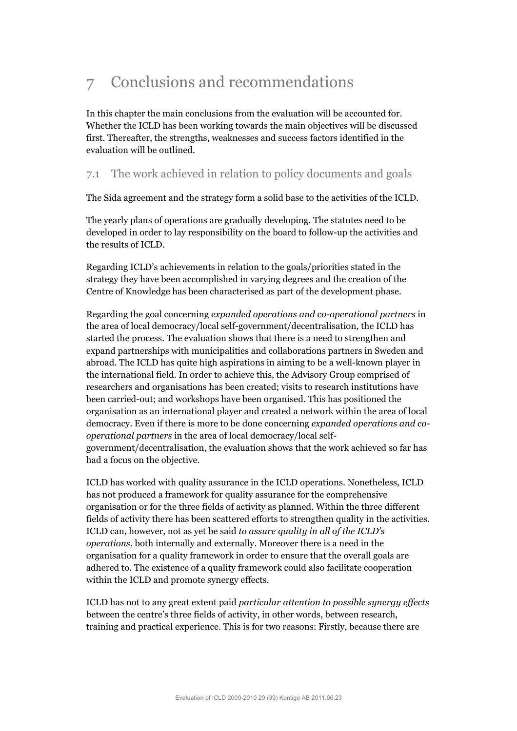# 7 Conclusions and recommendations

In this chapter the main conclusions from the evaluation will be accounted for. Whether the ICLD has been working towards the main objectives will be discussed first. Thereafter, the strengths, weaknesses and success factors identified in the evaluation will be outlined.

## 7.1 The work achieved in relation to policy documents and goals

The Sida agreement and the strategy form a solid base to the activities of the ICLD.

The yearly plans of operations are gradually developing. The statutes need to be developed in order to lay responsibility on the board to follow-up the activities and the results of ICLD.

Regarding ICLD's achievements in relation to the goals/priorities stated in the strategy they have been accomplished in varying degrees and the creation of the Centre of Knowledge has been characterised as part of the development phase.

Regarding the goal concerning *expanded operations and co-operational partners* in the area of local democracy/local self-government/decentralisation*,* the ICLD has started the process. The evaluation shows that there is a need to strengthen and expand partnerships with municipalities and collaborations partners in Sweden and abroad. The ICLD has quite high aspirations in aiming to be a well-known player in the international field. In order to achieve this, the Advisory Group comprised of researchers and organisations has been created; visits to research institutions have been carried-out; and workshops have been organised. This has positioned the organisation as an international player and created a network within the area of local democracy. Even if there is more to be done concerning *expanded operations and co-operational partners* in the area of local democracy/local self-government/decentralisation, the evaluation shows that the work achieved so far has had a focus on the objective.

ICLD has worked with quality assurance in the ICLD operations. Nonetheless, ICLD has not produced a framework for quality assurance for the comprehensive organisation or for the three fields of activity as planned. Within the three different fields of activity there has been scattered efforts to strengthen quality in the activities. ICLD can, however, not as yet be said *to assure quality in all of the ICLD's operations*, both internally and externally. Moreover there is a need in the organisation for a quality framework in order to ensure that the overall goals are adhered to. The existence of a quality framework could also facilitate cooperation within the ICLD and promote synergy effects.

ICLD has not to any great extent paid *particular attention to possible synergy effects* between the centre's three fields of activity, in other words, between research, training and practical experience. This is for two reasons: Firstly, because there are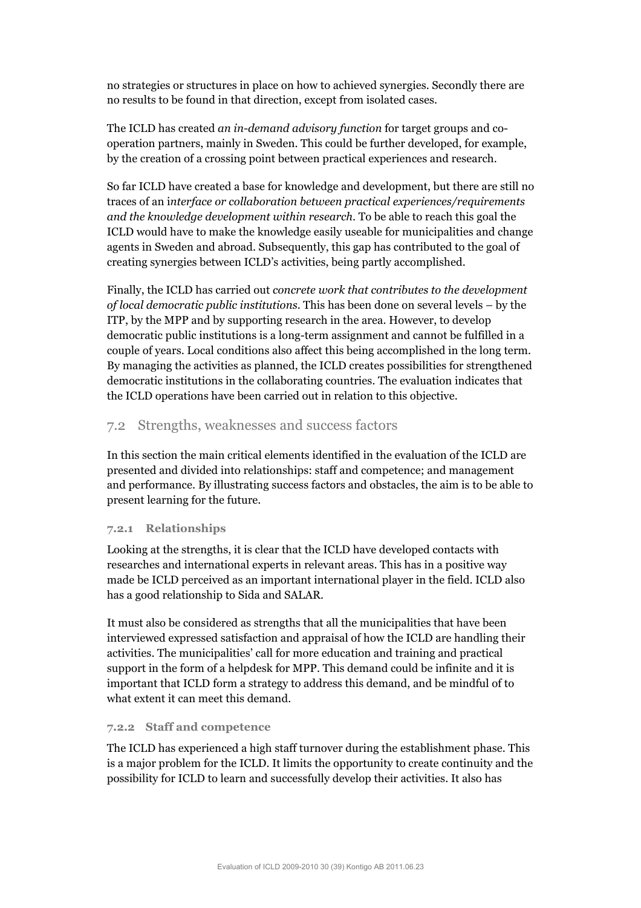no strategies or structures in place on how to achieved synergies. Secondly there are no results to be found in that direction, except from isolated cases.

The ICLD has created *an in-demand advisory function* for target groups and co-operation partners, mainly in Sweden. This could be further developed, for example, by the creation of a crossing point between practical experiences and research.

So far ICLD have created a base for knowledge and development, but there are still no traces of an i*nterface or collaboration between practical experiences/requirements and the knowledge development within research*. To be able to reach this goal the ICLD would have to make the knowledge easily useable for municipalities and change agents in Sweden and abroad. Subsequently, this gap has contributed to the goal of creating synergies between ICLD's activities, being partly accomplished.

Finally, the ICLD has carried out *concrete work that contributes to the development of local democratic public institutions*. This has been done on several levels – by the ITP, by the MPP and by supporting research in the area. However, to develop democratic public institutions is a long-term assignment and cannot be fulfilled in a couple of years. Local conditions also affect this being accomplished in the long term. By managing the activities as planned, the ICLD creates possibilities for strengthened democratic institutions in the collaborating countries. The evaluation indicates that the ICLD operations have been carried out in relation to this objective.

## 7.2 Strengths, weaknesses and success factors

In this section the main critical elements identified in the evaluation of the ICLD are presented and divided into relationships: staff and competence; and management and performance. By illustrating success factors and obstacles, the aim is to be able to present learning for the future.

### 7.2.1 Relationships

Looking at the strengths, it is clear that the ICLD have developed contacts with researches and international experts in relevant areas. This has in a positive way made be ICLD perceived as an important international player in the field. ICLD also has a good relationship to Sida and SALAR.

It must also be considered as strengths that all the municipalities that have been interviewed expressed satisfaction and appraisal of how the ICLD are handling their activities. The municipalities' call for more education and training and practical support in the form of a helpdesk for MPP. This demand could be infinite and it is important that ICLD form a strategy to address this demand, and be mindful of to what extent it can meet this demand.

### 7.2.2 Staff and competence

The ICLD has experienced a high staff turnover during the establishment phase. This is a major problem for the ICLD. It limits the opportunity to create continuity and the possibility for ICLD to learn and successfully develop their activities. It also has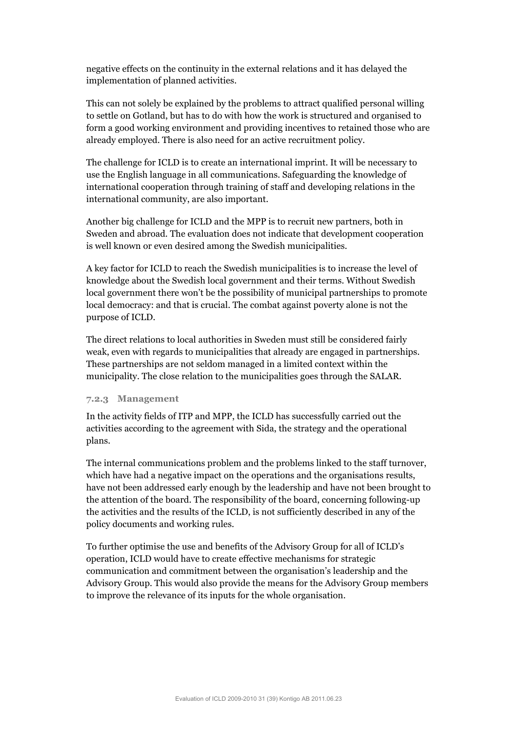negative effects on the continuity in the external relations and it has delayed the implementation of planned activities.

This can not solely be explained by the problems to attract qualified personal willing to settle on Gotland, but has to do with how the work is structured and organised to form a good working environment and providing incentives to retained those who are already employed. There is also need for an active recruitment policy.

The challenge for ICLD is to create an international imprint. It will be necessary to use the English language in all communications. Safeguarding the knowledge of international cooperation through training of staff and developing relations in the international community, are also important.

Another big challenge for ICLD and the MPP is to recruit new partners, both in Sweden and abroad. The evaluation does not indicate that development cooperation is well known or even desired among the Swedish municipalities.

A key factor for ICLD to reach the Swedish municipalities is to increase the level of knowledge about the Swedish local government and their terms. Without Swedish local government there won't be the possibility of municipal partnerships to promote local democracy: and that is crucial. The combat against poverty alone is not the purpose of ICLD.

The direct relations to local authorities in Sweden must still be considered fairly weak, even with regards to municipalities that already are engaged in partnerships. These partnerships are not seldom managed in a limited context within the municipality. The close relation to the municipalities goes through the SALAR.

#### 7.2.3 Management

In the activity fields of ITP and MPP, the ICLD has successfully carried out the activities according to the agreement with Sida, the strategy and the operational plans.

The internal communications problem and the problems linked to the staff turnover, which have had a negative impact on the operations and the organisations results, have not been addressed early enough by the leadership and have not been brought to the attention of the board. The responsibility of the board, concerning following-up the activities and the results of the ICLD, is not sufficiently described in any of the policy documents and working rules.

To further optimise the use and benefits of the Advisory Group for all of ICLD's operation, ICLD would have to create effective mechanisms for strategic communication and commitment between the organisation's leadership and the Advisory Group. This would also provide the means for the Advisory Group members to improve the relevance of its inputs for the whole organisation.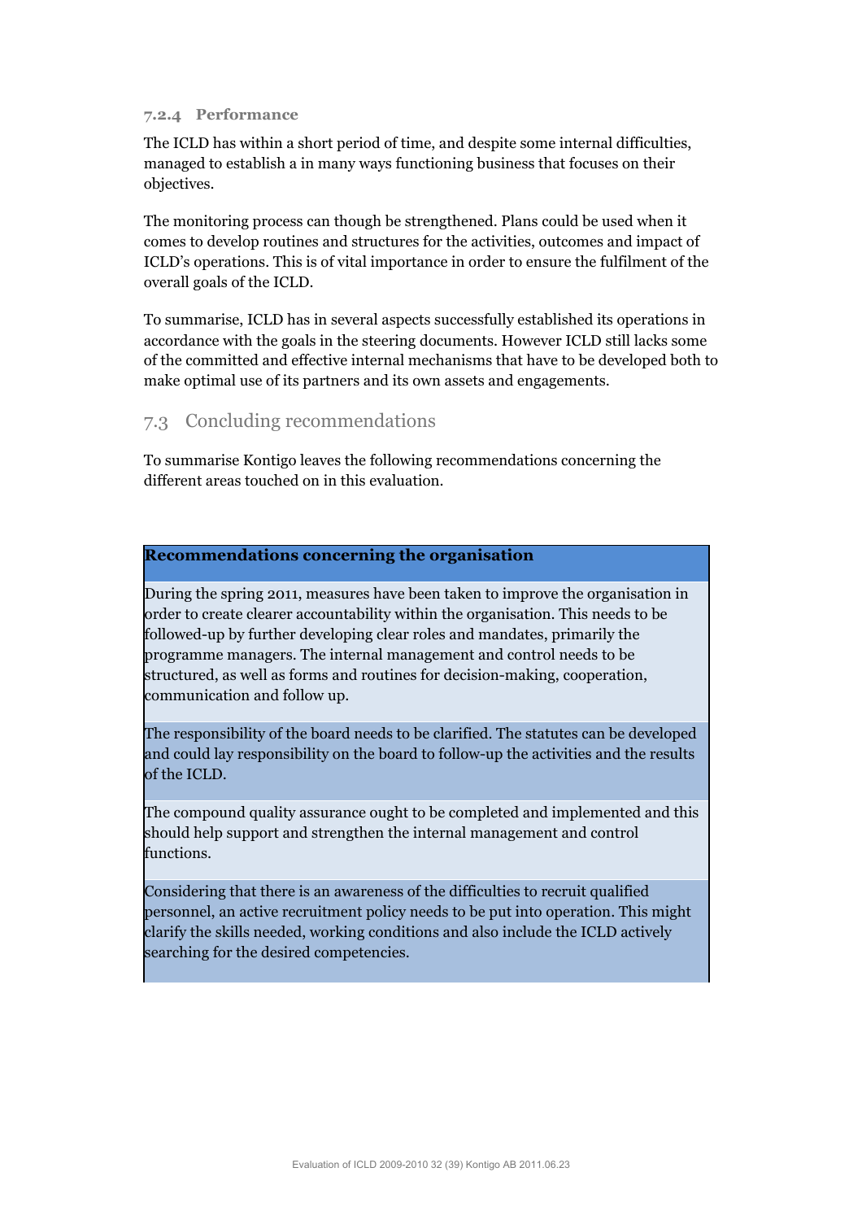#### 7.2.4 Performance

The ICLD has within a short period of time, and despite some internal difficulties, managed to establish a in many ways functioning business that focuses on their objectives.

The monitoring process can though be strengthened. Plans could be used when it comes to develop routines and structures for the activities, outcomes and impact of ICLD's operations. This is of vital importance in order to ensure the fulfilment of the overall goals of the ICLD.

To summarise, ICLD has in several aspects successfully established its operations in accordance with the goals in the steering documents. However ICLD still lacks some of the committed and effective internal mechanisms that have to be developed both to make optimal use of its partners and its own assets and engagements.

## 7.3 Concluding recommendations

To summarise Kontigo leaves the following recommendations concerning the different areas touched on in this evaluation.

| **Recommendations concerning the organisation** |
|---|
| During the spring 2011, measures have been taken to improve the organisation in order to create clearer accountability within the organisation. This needs to be followed-up by further developing clear roles and mandates, primarily the programme managers. The internal management and control needs to be structured, as well as forms and routines for decision-making, cooperation, communication and follow up. |
| The responsibility of the board needs to be clarified. The statutes can be developed and could lay responsibility on the board to follow-up the activities and the results of the ICLD. |
| The compound quality assurance ought to be completed and implemented and this should help support and strengthen the internal management and control functions. |
| Considering that there is an awareness of the difficulties to recruit qualified personnel, an active recruitment policy needs to be put into operation. This might clarify the skills needed, working conditions and also include the ICLD actively searching for the desired competencies. |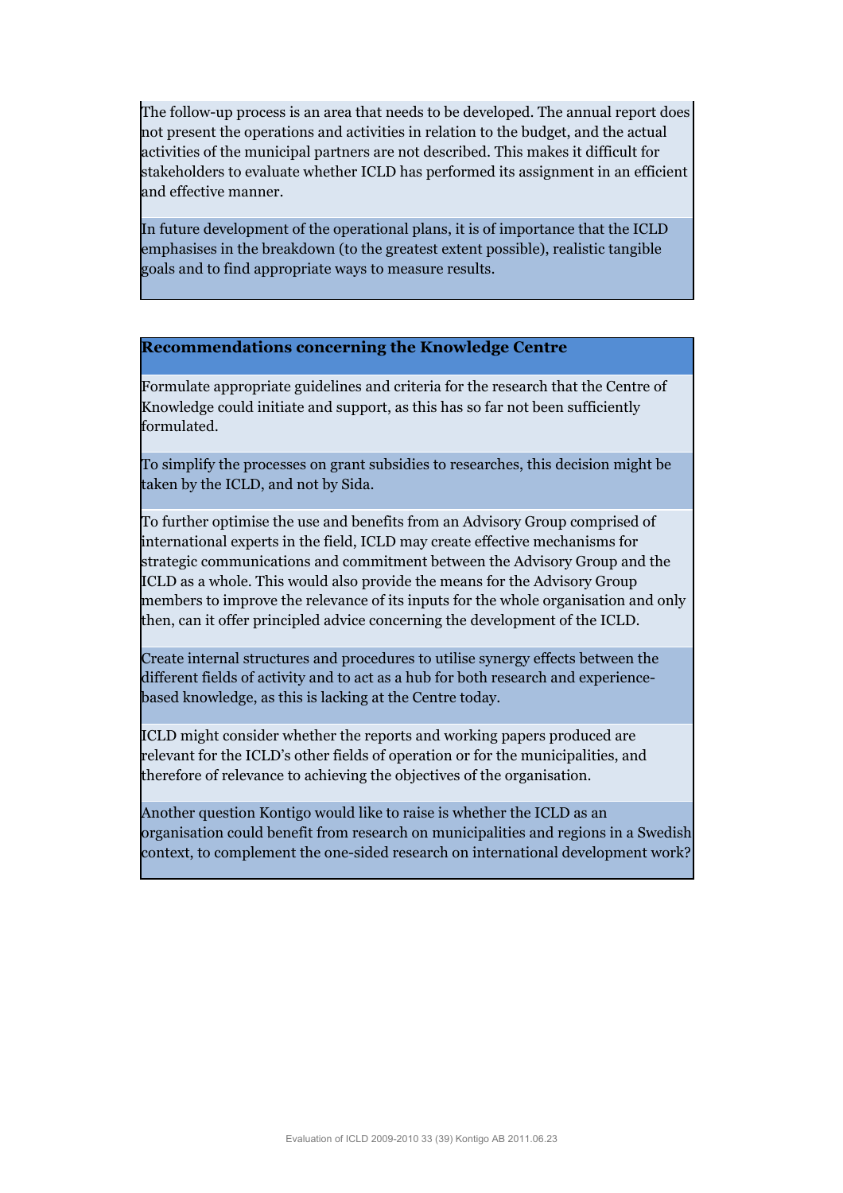The follow-up process is an area that needs to be developed. The annual report does not present the operations and activities in relation to the budget, and the actual activities of the municipal partners are not described. This makes it difficult for stakeholders to evaluate whether ICLD has performed its assignment in an efficient and effective manner.

In future development of the operational plans, it is of importance that the ICLD emphasises in the breakdown (to the greatest extent possible), realistic tangible goals and to find appropriate ways to measure results.

| **Recommendations concerning the Knowledge Centre** |
| --- |
| Formulate appropriate guidelines and criteria for the research that the Centre of Knowledge could initiate and support, as this has so far not been sufficiently formulated. |
| To simplify the processes on grant subsidies to researches, this decision might be taken by the ICLD, and not by Sida. |
| To further optimise the use and benefits from an Advisory Group comprised of international experts in the field, ICLD may create effective mechanisms for strategic communications and commitment between the Advisory Group and the ICLD as a whole. This would also provide the means for the Advisory Group members to improve the relevance of its inputs for the whole organisation and only then, can it offer principled advice concerning the development of the ICLD. |
| Create internal structures and procedures to utilise synergy effects between the different fields of activity and to act as a hub for both research and experience-based knowledge, as this is lacking at the Centre today. |
| ICLD might consider whether the reports and working papers produced are relevant for the ICLD's other fields of operation or for the municipalities, and therefore of relevance to achieving the objectives of the organisation. |
| Another question Kontigo would like to raise is whether the ICLD as an organisation could benefit from research on municipalities and regions in a Swedish context, to complement the one-sided research on international development work? |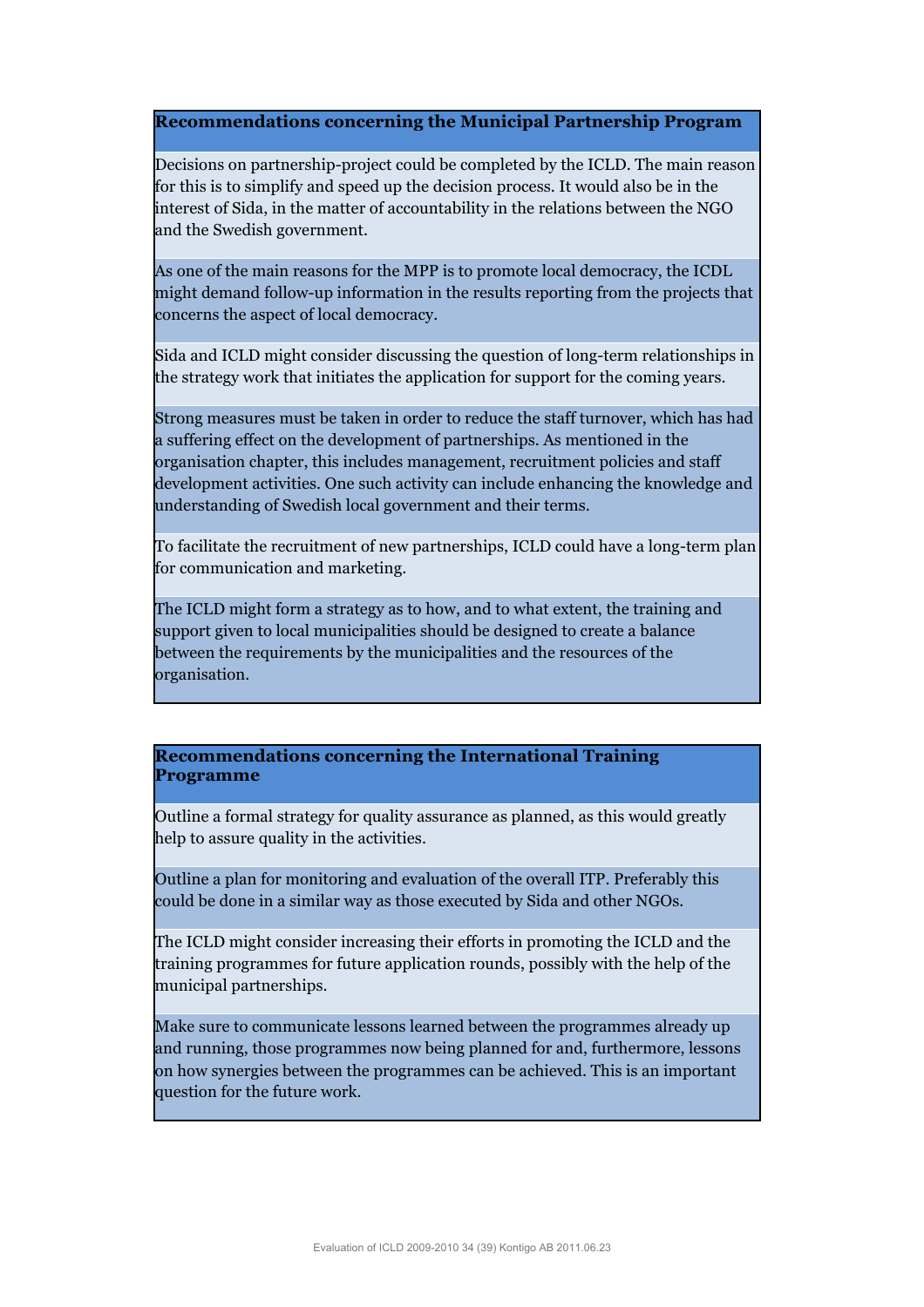| **Recommendations concerning the Municipal Partnership Program** |
| --- |
| Decisions on partnership-project could be completed by the ICLD. The main reason for this is to simplify and speed up the decision process. It would also be in the interest of Sida, in the matter of accountability in the relations between the NGO and the Swedish government. |
| As one of the main reasons for the MPP is to promote local democracy, the ICDL might demand follow-up information in the results reporting from the projects that concerns the aspect of local democracy. |
| Sida and ICLD might consider discussing the question of long-term relationships in the strategy work that initiates the application for support for the coming years. |
| Strong measures must be taken in order to reduce the staff turnover, which has had a suffering effect on the development of partnerships. As mentioned in the organisation chapter, this includes management, recruitment policies and staff development activities. One such activity can include enhancing the knowledge and understanding of Swedish local government and their terms. |
| To facilitate the recruitment of new partnerships, ICLD could have a long-term plan for communication and marketing. |
| The ICLD might form a strategy as to how, and to what extent, the training and support given to local municipalities should be designed to create a balance between the requirements by the municipalities and the resources of the organisation. |

| **Recommendations concerning the International Training Programme** |
| --- |
| Outline a formal strategy for quality assurance as planned, as this would greatly help to assure quality in the activities. |
| Outline a plan for monitoring and evaluation of the overall ITP. Preferably this could be done in a similar way as those executed by Sida and other NGOs. |
| The ICLD might consider increasing their efforts in promoting the ICLD and the training programmes for future application rounds, possibly with the help of the municipal partnerships. |
| Make sure to communicate lessons learned between the programmes already up and running, those programmes now being planned for and, furthermore, lessons on how synergies between the programmes can be achieved. This is an important question for the future work. |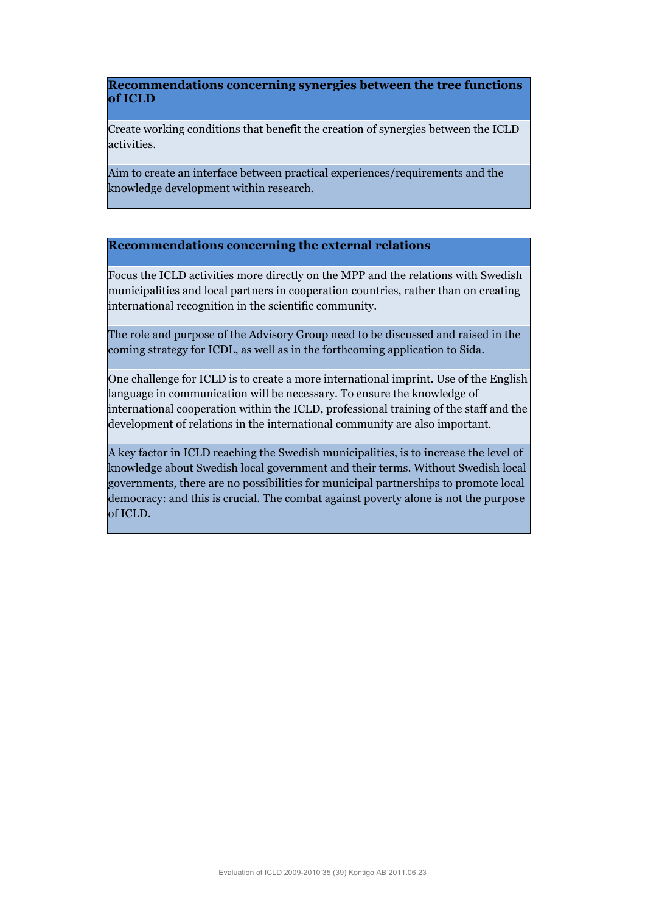| Recommendations concerning synergies between the tree functions of ICLD |
| --- |
| Create working conditions that benefit the creation of synergies between the ICLD activities. |
| Aim to create an interface between practical experiences/requirements and the knowledge development within research. |

| Recommendations concerning the external relations |
| --- |
| Focus the ICLD activities more directly on the MPP and the relations with Swedish municipalities and local partners in cooperation countries, rather than on creating international recognition in the scientific community. |
| The role and purpose of the Advisory Group need to be discussed and raised in the coming strategy for ICDL, as well as in the forthcoming application to Sida. |
| One challenge for ICLD is to create a more international imprint. Use of the English language in communication will be necessary. To ensure the knowledge of international cooperation within the ICLD, professional training of the staff and the development of relations in the international community are also important. |
| A key factor in ICLD reaching the Swedish municipalities, is to increase the level of knowledge about Swedish local government and their terms. Without Swedish local governments, there are no possibilities for municipal partnerships to promote local democracy: and this is crucial. The combat against poverty alone is not the purpose of ICLD. |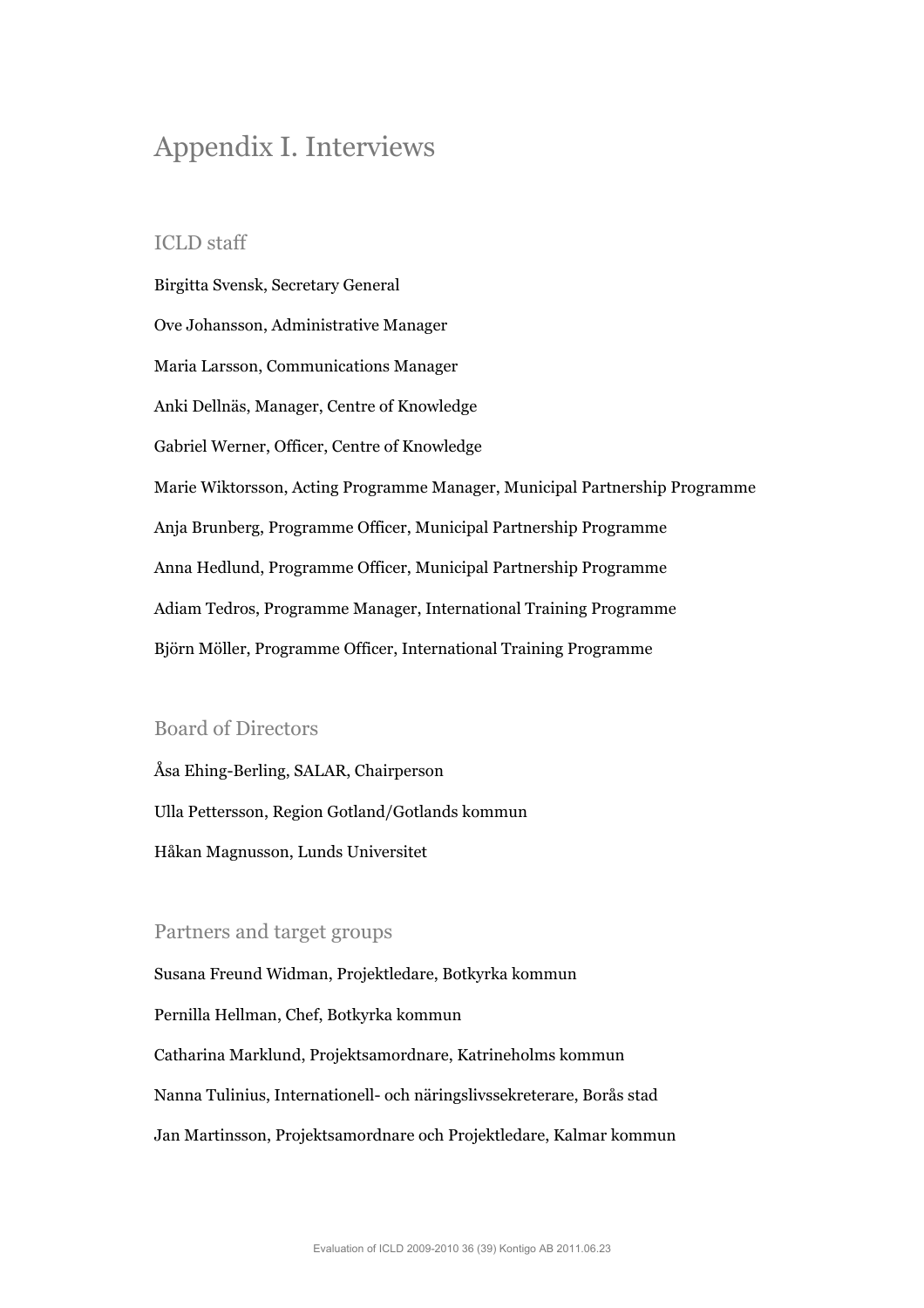# Appendix I. Interviews

## ICLD staff

Birgitta Svensk, Secretary General

Ove Johansson, Administrative Manager

Maria Larsson, Communications Manager

Anki Dellnäs, Manager, Centre of Knowledge

Gabriel Werner, Officer, Centre of Knowledge

Marie Wiktorsson, Acting Programme Manager, Municipal Partnership Programme

Anja Brunberg, Programme Officer, Municipal Partnership Programme

Anna Hedlund, Programme Officer, Municipal Partnership Programme

Adiam Tedros, Programme Manager, International Training Programme

Björn Möller, Programme Officer, International Training Programme

## Board of Directors

Åsa Ehing-Berling, SALAR, Chairperson

Ulla Pettersson, Region Gotland/Gotlands kommun

Håkan Magnusson, Lunds Universitet

## Partners and target groups

Susana Freund Widman, Projektledare, Botkyrka kommun

Pernilla Hellman, Chef, Botkyrka kommun

Catharina Marklund, Projektsamordnare, Katrineholms kommun

Nanna Tulinius, Internationell- och näringslivssekreterare, Borås stad

Jan Martinsson, Projektsamordnare och Projektledare, Kalmar kommun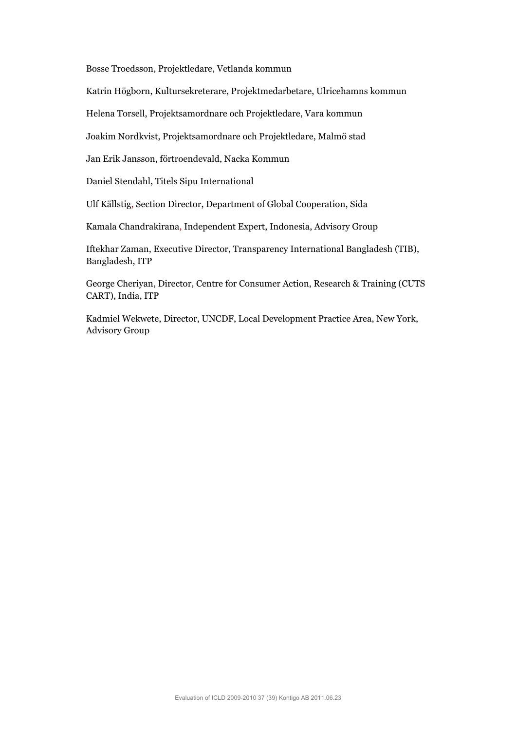Bosse Troedsson, Projektledare, Vetlanda kommun

Katrin Högborn, Kultursekreterare, Projektmedarbetare, Ulricehamns kommun

Helena Torsell, Projektsamordnare och Projektledare, Vara kommun

Joakim Nordkvist, Projektsamordnare och Projektledare, Malmö stad

Jan Erik Jansson, förtroendevald, Nacka Kommun

Daniel Stendahl, Titels Sipu International

Ulf Källstig, Section Director, Department of Global Cooperation, Sida

Kamala Chandrakirana, Independent Expert, Indonesia, Advisory Group

Iftekhar Zaman, Executive Director, Transparency International Bangladesh (TIB), Bangladesh, ITP

George Cheriyan, Director, Centre for Consumer Action, Research & Training (CUTS CART), India, ITP

Kadmiel Wekwete, Director, UNCDF, Local Development Practice Area, New York, Advisory Group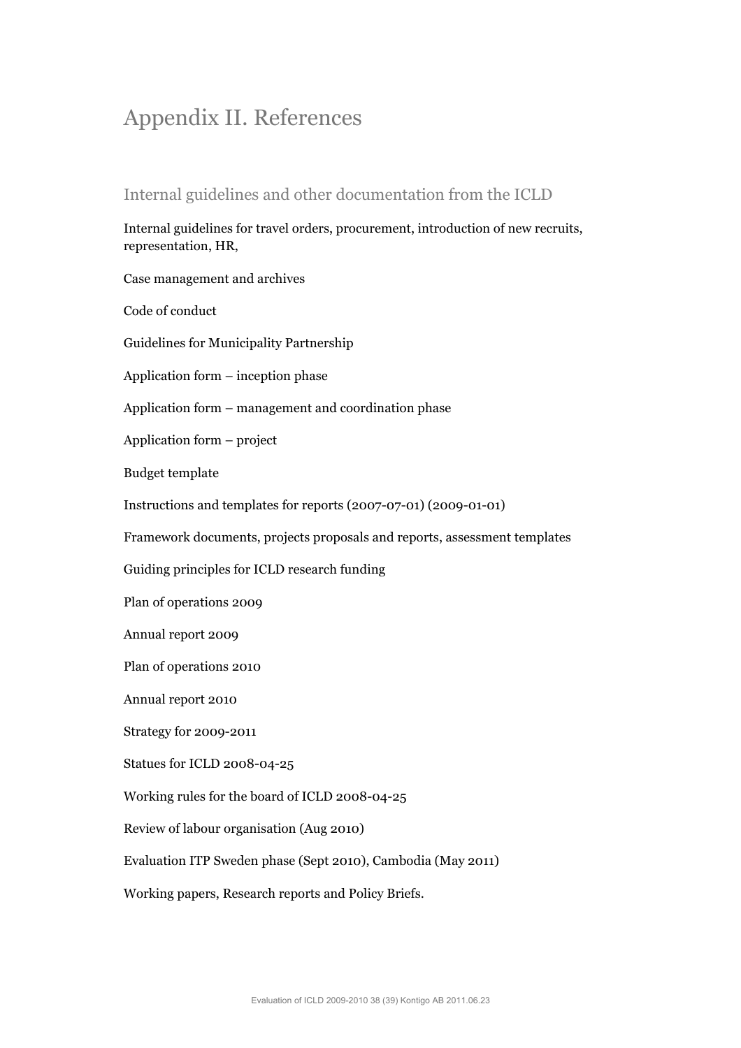# Appendix II. References

## Internal guidelines and other documentation from the ICLD

Internal guidelines for travel orders, procurement, introduction of new recruits, representation, HR,

Case management and archives

Code of conduct

Guidelines for Municipality Partnership

Application form – inception phase

Application form – management and coordination phase

Application form – project

Budget template

Instructions and templates for reports (2007-07-01) (2009-01-01)

Framework documents, projects proposals and reports, assessment templates

Guiding principles for ICLD research funding

Plan of operations 2009

Annual report 2009

Plan of operations 2010

Annual report 2010

Strategy for 2009-2011

Statues for ICLD 2008-04-25

Working rules for the board of ICLD 2008-04-25

Review of labour organisation (Aug 2010)

Evaluation ITP Sweden phase (Sept 2010), Cambodia (May 2011)

Working papers, Research reports and Policy Briefs.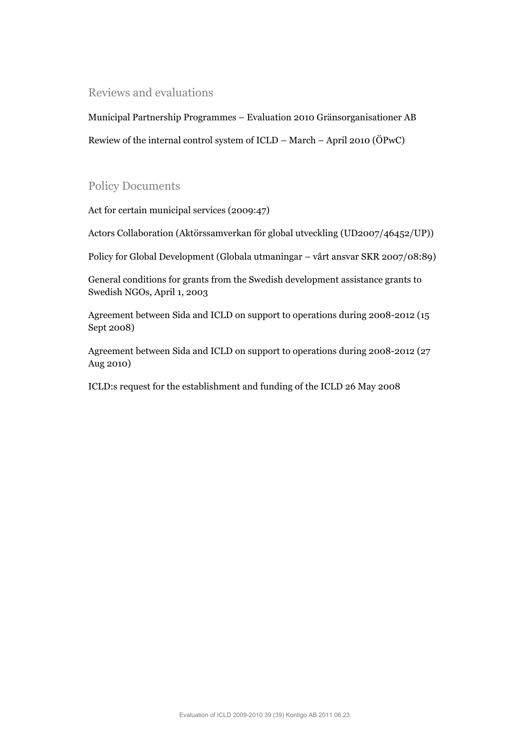## Reviews and evaluations

Municipal Partnership Programmes – Evaluation 2010 Gränsorganisationer AB

Rewiew of the internal control system of ICLD – March – April 2010 (ÖPwC)

## Policy Documents

Act for certain municipal services (2009:47)

Actors Collaboration (Aktörssamverkan för global utveckling (UD2007/46452/UP))

Policy for Global Development (Globala utmaningar – vårt ansvar SKR 2007/08:89)

General conditions for grants from the Swedish development assistance grants to Swedish NGOs, April 1, 2003

Agreement between Sida and ICLD on support to operations during 2008-2012 (15 Sept 2008)

Agreement between Sida and ICLD on support to operations during 2008-2012 (27 Aug 2010)

ICLD:s request for the establishment and funding of the ICLD 26 May 2008